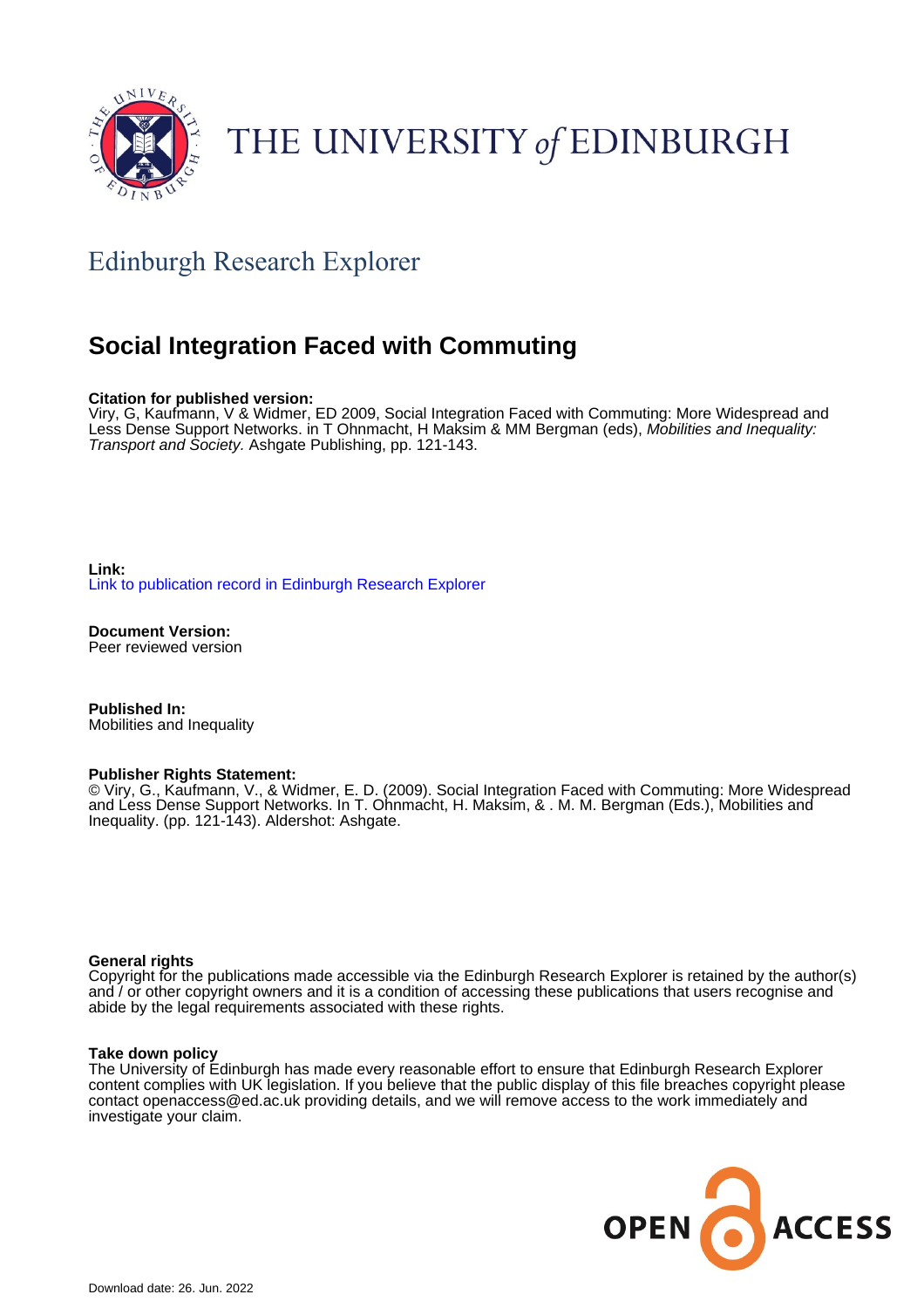THE UNIVERSITY *of* EDINBURGH

Edinburgh Research Explorer

# Social Integration Faced with Commuting

**Citation for published version:**
Viry, G, Kaufmann, V & Widmer, ED 2009, Social Integration Faced with Commuting: More Widespread and Less Dense Support Networks. in T Ohnmacht, H Maksim & MM Bergman (eds), *Mobilities and Inequality: Transport and Society.* Ashgate Publishing, pp. 121-143.

**Link:**
Link to publication record in Edinburgh Research Explorer

**Document Version:**
Peer reviewed version

**Published In:**
Mobilities and Inequality

**Publisher Rights Statement:**
© Viry, G., Kaufmann, V., & Widmer, E. D. (2009). Social Integration Faced with Commuting: More Widespread and Less Dense Support Networks. In T. Ohnmacht, H. Maksim, & . M. M. Bergman (Eds.), Mobilities and Inequality. (pp. 121-143). Aldershot: Ashgate.

**General rights**
Copyright for the publications made accessible via the Edinburgh Research Explorer is retained by the author(s) and / or other copyright owners and it is a condition of accessing these publications that users recognise and abide by the legal requirements associated with these rights.

**Take down policy**
The University of Edinburgh has made every reasonable effort to ensure that Edinburgh Research Explorer content complies with UK legislation. If you believe that the public display of this file breaches copyright please contact openaccess@ed.ac.uk providing details, and we will remove access to the work immediately and investigate your claim.

Download date: 26. Jun. 2022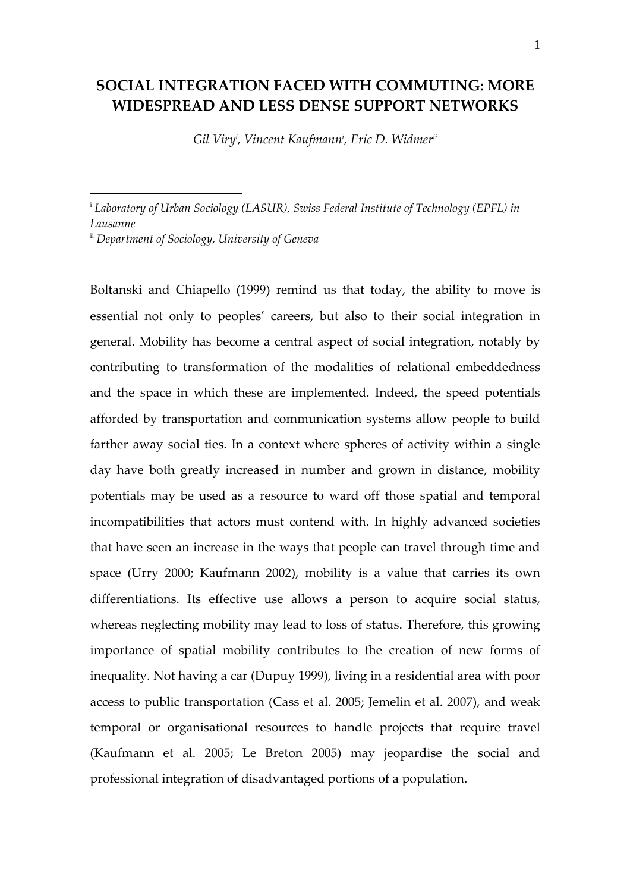# SOCIAL INTEGRATION FACED WITH COMMUTING: MORE WIDESPREAD AND LESS DENSE SUPPORT NETWORKS

*Gil Viry[i], Vincent Kaufmann[i], Eric D. Widmer[ii]*

[i] *Laboratory of Urban Sociology (LASUR), Swiss Federal Institute of Technology (EPFL) in Lausanne*

[ii] *Department of Sociology, University of Geneva*

Boltanski and Chiapello (1999) remind us that today, the ability to move is essential not only to peoples' careers, but also to their social integration in general. Mobility has become a central aspect of social integration, notably by contributing to transformation of the modalities of relational embeddedness and the space in which these are implemented. Indeed, the speed potentials afforded by transportation and communication systems allow people to build farther away social ties. In a context where spheres of activity within a single day have both greatly increased in number and grown in distance, mobility potentials may be used as a resource to ward off those spatial and temporal incompatibilities that actors must contend with. In highly advanced societies that have seen an increase in the ways that people can travel through time and space (Urry 2000; Kaufmann 2002), mobility is a value that carries its own differentiations. Its effective use allows a person to acquire social status, whereas neglecting mobility may lead to loss of status. Therefore, this growing importance of spatial mobility contributes to the creation of new forms of inequality. Not having a car (Dupuy 1999), living in a residential area with poor access to public transportation (Cass et al. 2005; Jemelin et al. 2007), and weak temporal or organisational resources to handle projects that require travel (Kaufmann et al. 2005; Le Breton 2005) may jeopardise the social and professional integration of disadvantaged portions of a population.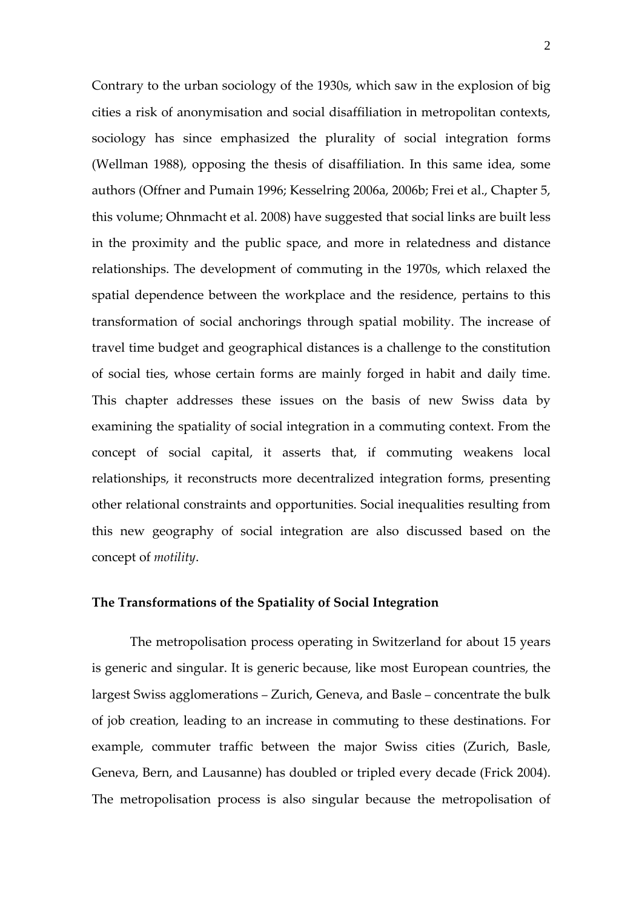Contrary to the urban sociology of the 1930s, which saw in the explosion of big cities a risk of anonymisation and social disaffiliation in metropolitan contexts, sociology has since emphasized the plurality of social integration forms (Wellman 1988), opposing the thesis of disaffiliation. In this same idea, some authors (Offner and Pumain 1996; Kesselring 2006a, 2006b; Frei et al., Chapter 5, this volume; Ohnmacht et al. 2008) have suggested that social links are built less in the proximity and the public space, and more in relatedness and distance relationships. The development of commuting in the 1970s, which relaxed the spatial dependence between the workplace and the residence, pertains to this transformation of social anchorings through spatial mobility. The increase of travel time budget and geographical distances is a challenge to the constitution of social ties, whose certain forms are mainly forged in habit and daily time. This chapter addresses these issues on the basis of new Swiss data by examining the spatiality of social integration in a commuting context. From the concept of social capital, it asserts that, if commuting weakens local relationships, it reconstructs more decentralized integration forms, presenting other relational constraints and opportunities. Social inequalities resulting from this new geography of social integration are also discussed based on the concept of *motility*.

## The Transformations of the Spatiality of Social Integration

The metropolisation process operating in Switzerland for about 15 years is generic and singular. It is generic because, like most European countries, the largest Swiss agglomerations – Zurich, Geneva, and Basle – concentrate the bulk of job creation, leading to an increase in commuting to these destinations. For example, commuter traffic between the major Swiss cities (Zurich, Basle, Geneva, Bern, and Lausanne) has doubled or tripled every decade (Frick 2004). The metropolisation process is also singular because the metropolisation of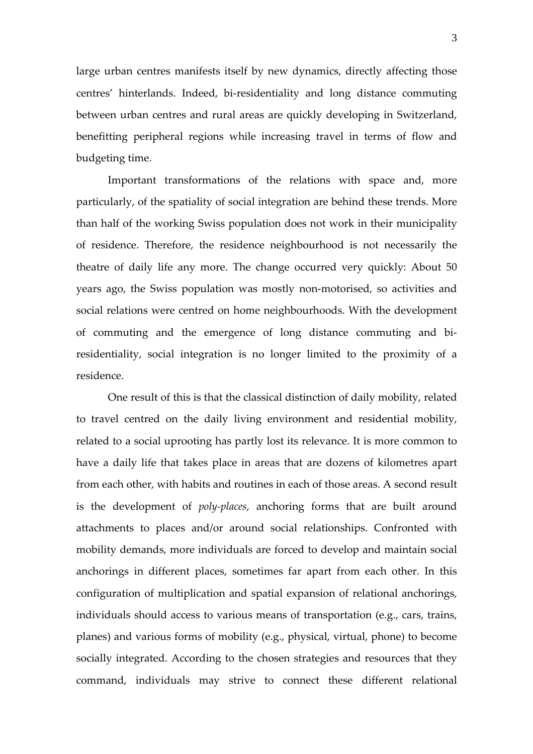large urban centres manifests itself by new dynamics, directly affecting those centres' hinterlands. Indeed, bi-residentiality and long distance commuting between urban centres and rural areas are quickly developing in Switzerland, benefitting peripheral regions while increasing travel in terms of flow and budgeting time.

Important transformations of the relations with space and, more particularly, of the spatiality of social integration are behind these trends. More than half of the working Swiss population does not work in their municipality of residence. Therefore, the residence neighbourhood is not necessarily the theatre of daily life any more. The change occurred very quickly: About 50 years ago, the Swiss population was mostly non-motorised, so activities and social relations were centred on home neighbourhoods. With the development of commuting and the emergence of long distance commuting and bi-residentiality, social integration is no longer limited to the proximity of a residence.

One result of this is that the classical distinction of daily mobility, related to travel centred on the daily living environment and residential mobility, related to a social uprooting has partly lost its relevance. It is more common to have a daily life that takes place in areas that are dozens of kilometres apart from each other, with habits and routines in each of those areas. A second result is the development of *poly-places*, anchoring forms that are built around attachments to places and/or around social relationships. Confronted with mobility demands, more individuals are forced to develop and maintain social anchorings in different places, sometimes far apart from each other. In this configuration of multiplication and spatial expansion of relational anchorings, individuals should access to various means of transportation (e.g., cars, trains, planes) and various forms of mobility (e.g., physical, virtual, phone) to become socially integrated. According to the chosen strategies and resources that they command, individuals may strive to connect these different relational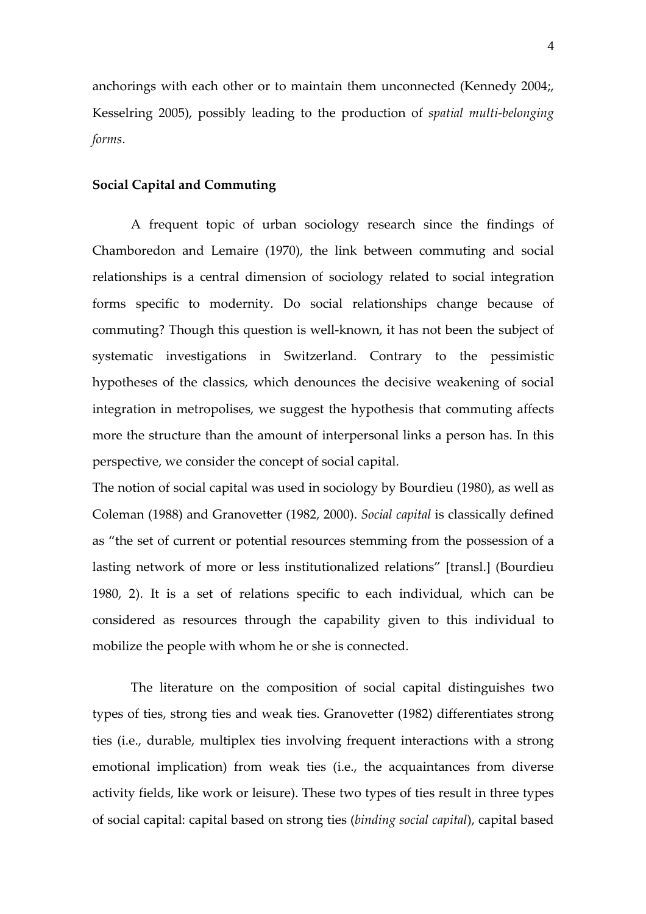anchorings with each other or to maintain them unconnected (Kennedy 2004;, Kesselring 2005), possibly leading to the production of *spatial multi-belonging forms*.

**Social Capital and Commuting**

A frequent topic of urban sociology research since the findings of Chamboredon and Lemaire (1970), the link between commuting and social relationships is a central dimension of sociology related to social integration forms specific to modernity. Do social relationships change because of commuting? Though this question is well-known, it has not been the subject of systematic investigations in Switzerland. Contrary to the pessimistic hypotheses of the classics, which denounces the decisive weakening of social integration in metropolises, we suggest the hypothesis that commuting affects more the structure than the amount of interpersonal links a person has. In this perspective, we consider the concept of social capital.

The notion of social capital was used in sociology by Bourdieu (1980), as well as Coleman (1988) and Granovetter (1982, 2000). *Social capital* is classically defined as "the set of current or potential resources stemming from the possession of a lasting network of more or less institutionalized relations" [transl.] (Bourdieu 1980, 2). It is a set of relations specific to each individual, which can be considered as resources through the capability given to this individual to mobilize the people with whom he or she is connected.

The literature on the composition of social capital distinguishes two types of ties, strong ties and weak ties. Granovetter (1982) differentiates strong ties (i.e., durable, multiplex ties involving frequent interactions with a strong emotional implication) from weak ties (i.e., the acquaintances from diverse activity fields, like work or leisure). These two types of ties result in three types of social capital: capital based on strong ties (*binding social capital*), capital based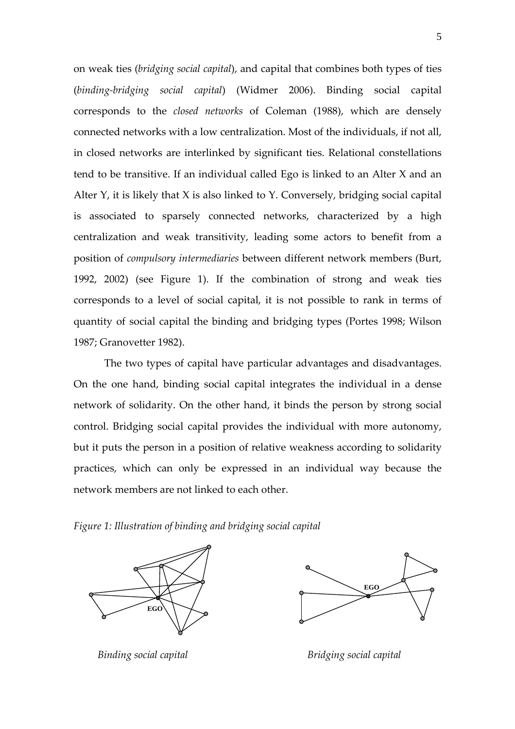on weak ties (*bridging social capital*), and capital that combines both types of ties (*binding-bridging social capital*) (Widmer 2006). Binding social capital corresponds to the *closed networks* of Coleman (1988), which are densely connected networks with a low centralization. Most of the individuals, if not all, in closed networks are interlinked by significant ties. Relational constellations tend to be transitive. If an individual called Ego is linked to an Alter X and an Alter Y, it is likely that X is also linked to Y. Conversely, bridging social capital is associated to sparsely connected networks, characterized by a high centralization and weak transitivity, leading some actors to benefit from a position of *compulsory intermediaries* between different network members (Burt, 1992, 2002) (see Figure 1). If the combination of strong and weak ties corresponds to a level of social capital, it is not possible to rank in terms of quantity of social capital the binding and bridging types (Portes 1998; Wilson 1987; Granovetter 1982).

The two types of capital have particular advantages and disadvantages. On the one hand, binding social capital integrates the individual in a dense network of solidarity. On the other hand, it binds the person by strong social control. Bridging social capital provides the individual with more autonomy, but it puts the person in a position of relative weakness according to solidarity practices, which can only be expressed in an individual way because the network members are not linked to each other.

*Figure 1: Illustration of binding and bridging social capital*

EGO

*Binding social capital*

EGO

*Bridging social capital*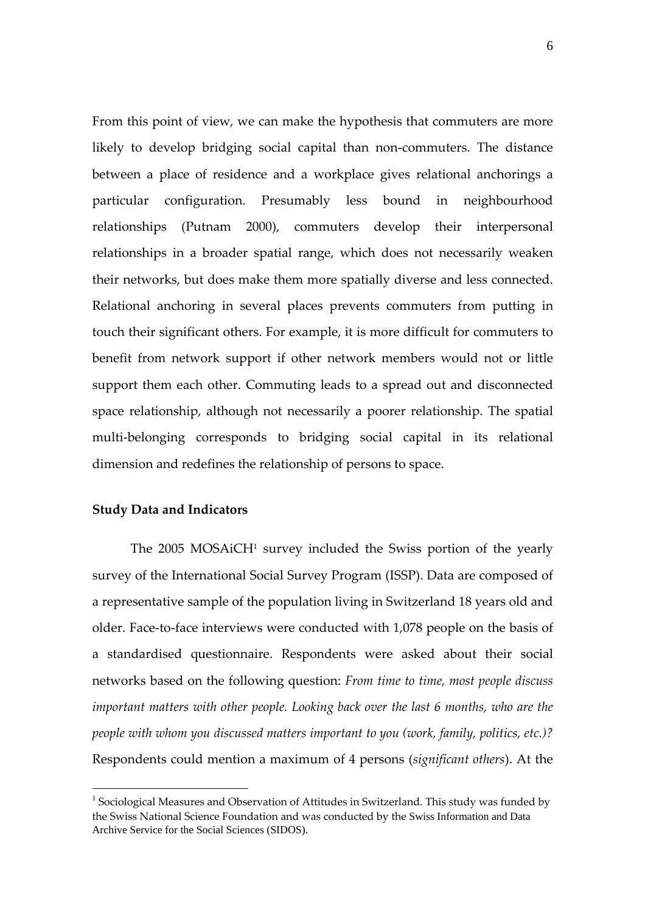From this point of view, we can make the hypothesis that commuters are more likely to develop bridging social capital than non-commuters. The distance between a place of residence and a workplace gives relational anchorings a particular configuration. Presumably less bound in neighbourhood relationships (Putnam 2000), commuters develop their interpersonal relationships in a broader spatial range, which does not necessarily weaken their networks, but does make them more spatially diverse and less connected. Relational anchoring in several places prevents commuters from putting in touch their significant others. For example, it is more difficult for commuters to benefit from network support if other network members would not or little support them each other. Commuting leads to a spread out and disconnected space relationship, although not necessarily a poorer relationship. The spatial multi-belonging corresponds to bridging social capital in its relational dimension and redefines the relationship of persons to space.

**Study Data and Indicators**

The 2005 MOSAiCH[1] survey included the Swiss portion of the yearly survey of the International Social Survey Program (ISSP). Data are composed of a representative sample of the population living in Switzerland 18 years old and older. Face-to-face interviews were conducted with 1,078 people on the basis of a standardised questionnaire. Respondents were asked about their social networks based on the following question: *From time to time, most people discuss important matters with other people. Looking back over the last 6 months, who are the people with whom you discussed matters important to you (work, family, politics, etc.)?* Respondents could mention a maximum of 4 persons (*significant others*). At the

[1] Sociological Measures and Observation of Attitudes in Switzerland. This study was funded by the Swiss National Science Foundation and was conducted by the Swiss Information and Data Archive Service for the Social Sciences (SIDOS).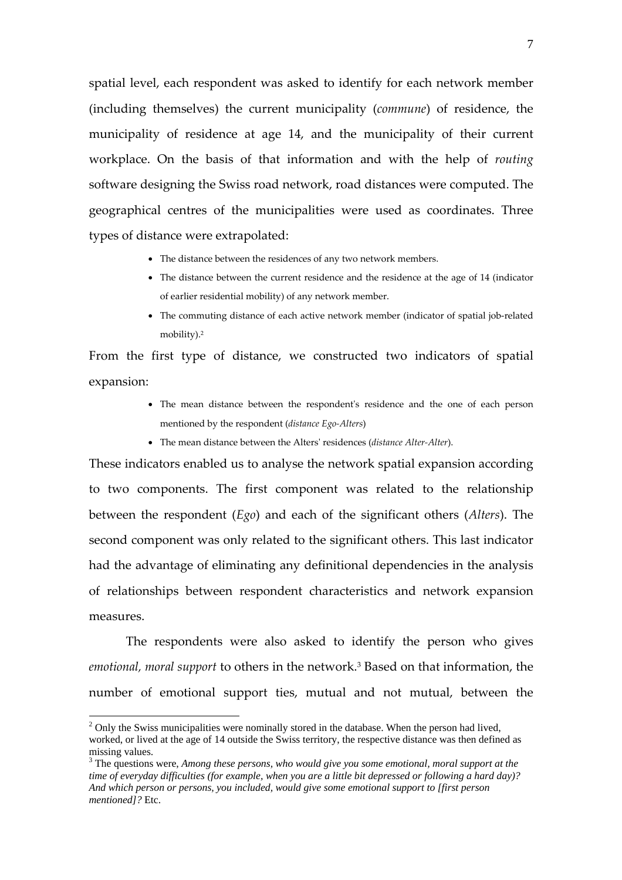spatial level, each respondent was asked to identify for each network member (including themselves) the current municipality (*commune*) of residence, the municipality of residence at age 14, and the municipality of their current workplace. On the basis of that information and with the help of *routing* software designing the Swiss road network, road distances were computed. The geographical centres of the municipalities were used as coordinates. Three types of distance were extrapolated:

- The distance between the residences of any two network members.
- The distance between the current residence and the residence at the age of 14 (indicator of earlier residential mobility) of any network member.
- The commuting distance of each active network member (indicator of spatial job-related mobility).[2]

From the first type of distance, we constructed two indicators of spatial expansion:

- The mean distance between the respondent's residence and the one of each person mentioned by the respondent (*distance Ego-Alters*)
- The mean distance between the Alters' residences (*distance Alter-Alter*).

These indicators enabled us to analyse the network spatial expansion according to two components. The first component was related to the relationship between the respondent (*Ego*) and each of the significant others (*Alters*). The second component was only related to the significant others. This last indicator had the advantage of eliminating any definitional dependencies in the analysis of relationships between respondent characteristics and network expansion measures.

The respondents were also asked to identify the person who gives *emotional, moral support* to others in the network.[3] Based on that information, the number of emotional support ties, mutual and not mutual, between the

---

[2] Only the Swiss municipalities were nominally stored in the database. When the person had lived, worked, or lived at the age of 14 outside the Swiss territory, the respective distance was then defined as missing values.

[3] The questions were, *Among these persons, who would give you some emotional, moral support at the time of everyday difficulties (for example, when you are a little bit depressed or following a hard day)? And which person or persons, you included, would give some emotional support to [first person mentioned]?* Etc.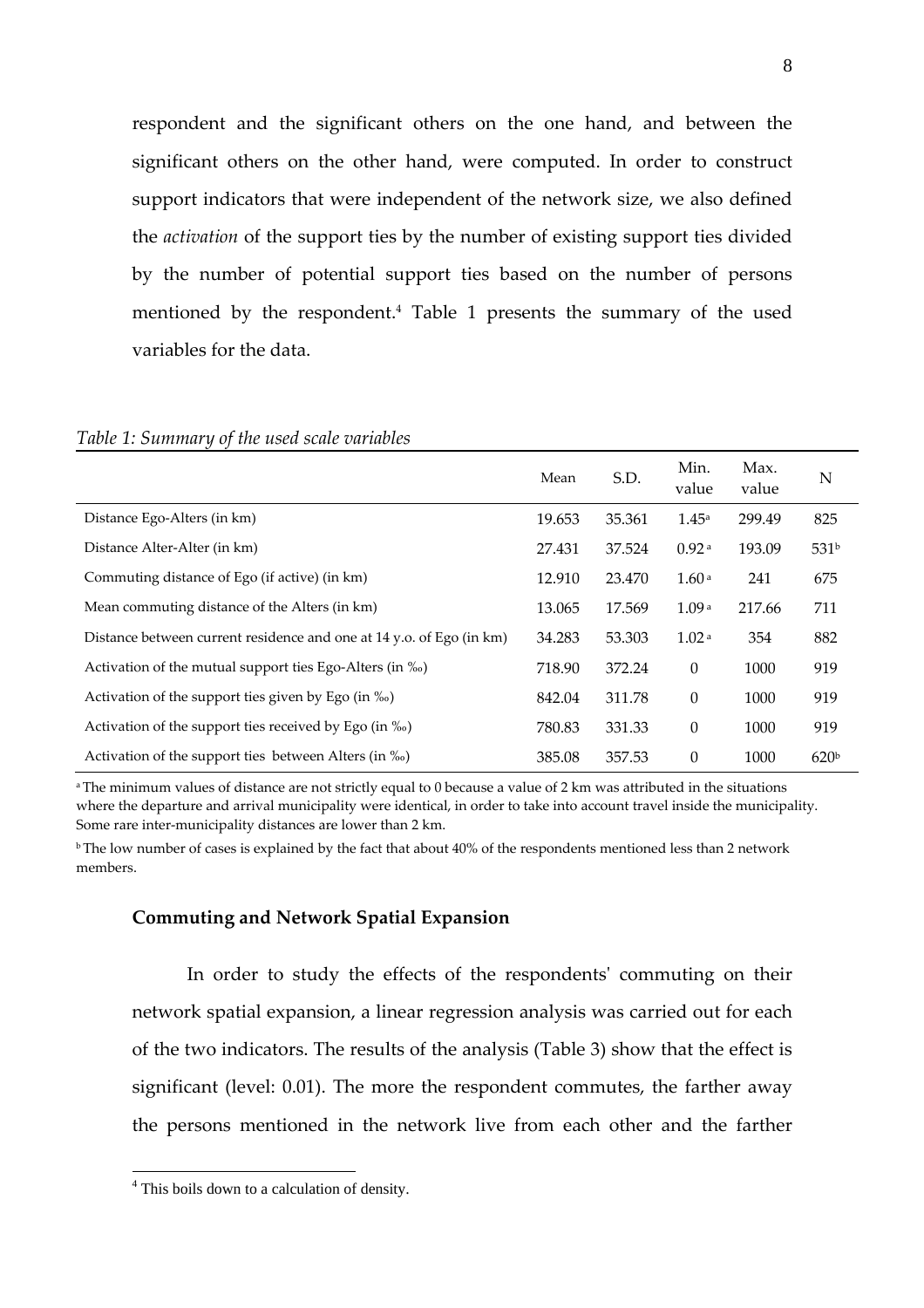respondent and the significant others on the one hand, and between the significant others on the other hand, were computed. In order to construct support indicators that were independent of the network size, we also defined the *activation* of the support ties by the number of existing support ties divided by the number of potential support ties based on the number of persons mentioned by the respondent.[4] Table 1 presents the summary of the used variables for the data.

*Table 1: Summary of the used scale variables*

| | Mean | S.D. | Min. value | Max. value | N |
|---|---|---|---|---|---|
| Distance Ego-Alters (in km) | 19.653 | 35.361 | 1.45[a] | 299.49 | 825 |
| Distance Alter-Alter (in km) | 27.431 | 37.524 | 0.92[a] | 193.09 | 531[b] |
| Commuting distance of Ego (if active) (in km) | 12.910 | 23.470 | 1.60[a] | 241 | 675 |
| Mean commuting distance of the Alters (in km) | 13.065 | 17.569 | 1.09[a] | 217.66 | 711 |
| Distance between current residence and one at 14 y.o. of Ego (in km) | 34.283 | 53.303 | 1.02[a] | 354 | 882 |
| Activation of the mutual support ties Ego-Alters (in ‰) | 718.90 | 372.24 | 0 | 1000 | 919 |
| Activation of the support ties given by Ego (in ‰) | 842.04 | 311.78 | 0 | 1000 | 919 |
| Activation of the support ties received by Ego (in ‰) | 780.83 | 331.33 | 0 | 1000 | 919 |
| Activation of the support ties between Alters (in ‰) | 385.08 | 357.53 | 0 | 1000 | 620[b] |

[a] The minimum values of distance are not strictly equal to 0 because a value of 2 km was attributed in the situations where the departure and arrival municipality were identical, in order to take into account travel inside the municipality. Some rare inter-municipality distances are lower than 2 km.

[b] The low number of cases is explained by the fact that about 40% of the respondents mentioned less than 2 network members.

### Commuting and Network Spatial Expansion

In order to study the effects of the respondents' commuting on their network spatial expansion, a linear regression analysis was carried out for each of the two indicators. The results of the analysis (Table 3) show that the effect is significant (level: 0.01). The more the respondent commutes, the farther away the persons mentioned in the network live from each other and the farther

[4] This boils down to a calculation of density.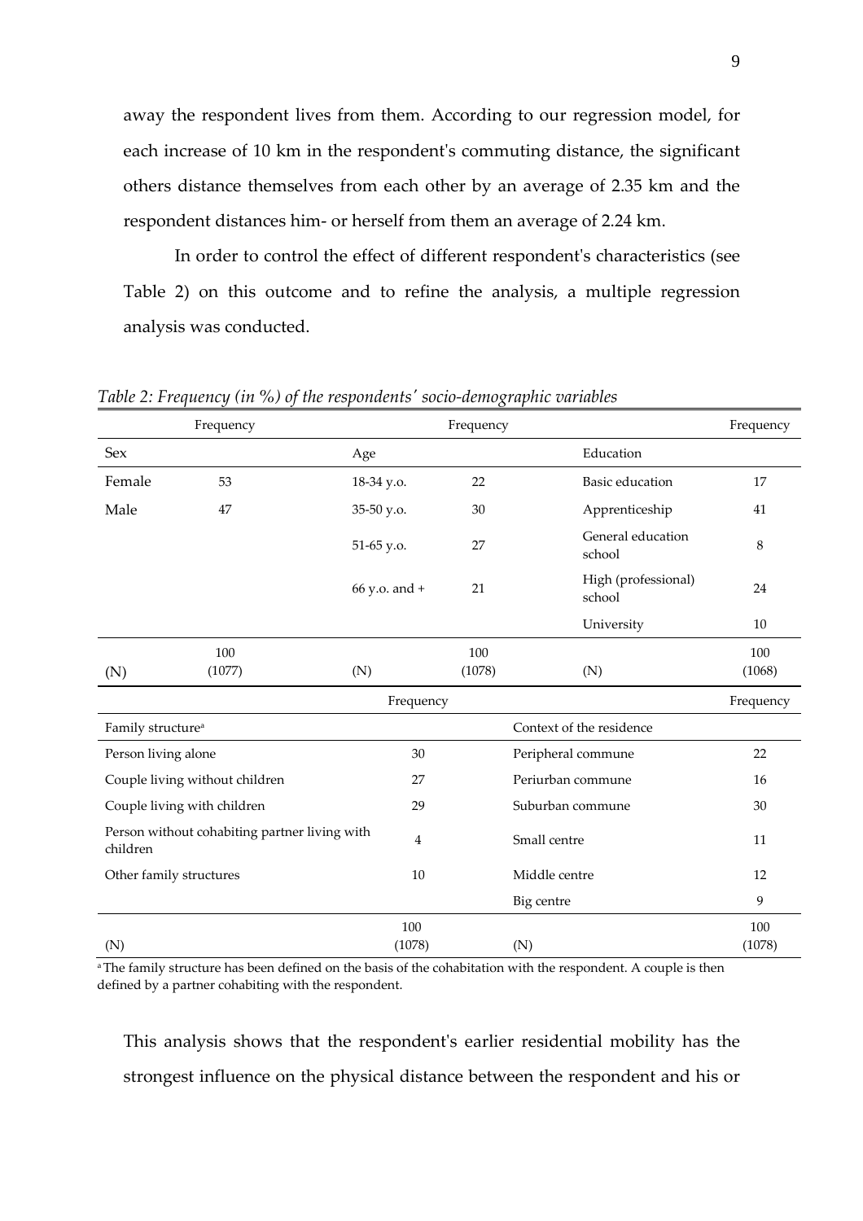away the respondent lives from them. According to our regression model, for each increase of 10 km in the respondent's commuting distance, the significant others distance themselves from each other by an average of 2.35 km and the respondent distances him- or herself from them an average of 2.24 km.

In order to control the effect of different respondent's characteristics (see Table 2) on this outcome and to refine the analysis, a multiple regression analysis was conducted.

*Table 2: Frequency (in %) of the respondents' socio-demographic variables*

| | Frequency | | Frequency | | Frequency |
|---|---|---|---|---|---|
| Sex | | Age | | Education | |
| Female | 53 | 18-34 y.o. | 22 | Basic education | 17 |
| Male | 47 | 35-50 y.o. | 30 | Apprenticeship | 41 |
| | | 51-65 y.o. | 27 | General education school | 8 |
| | | 66 y.o. and + | 21 | High (professional) school | 24 |
| | | | | University | 10 |
| (N) | 100 (1077) | (N) | 100 (1078) | (N) | 100 (1068) |

| | Frequency | | Frequency |
|---|---|---|---|
| Family structure[a] | | Context of the residence | |
| Person living alone | 30 | Peripheral commune | 22 |
| Couple living without children | 27 | Periurban commune | 16 |
| Couple living with children | 29 | Suburban commune | 30 |
| Person without cohabiting partner living with children | 4 | Small centre | 11 |
| Other family structures | 10 | Middle centre | 12 |
| | | Big centre | 9 |
| (N) | 100 (1078) | (N) | 100 (1078) |

[a] The family structure has been defined on the basis of the cohabitation with the respondent. A couple is then defined by a partner cohabiting with the respondent.

This analysis shows that the respondent's earlier residential mobility has the strongest influence on the physical distance between the respondent and his or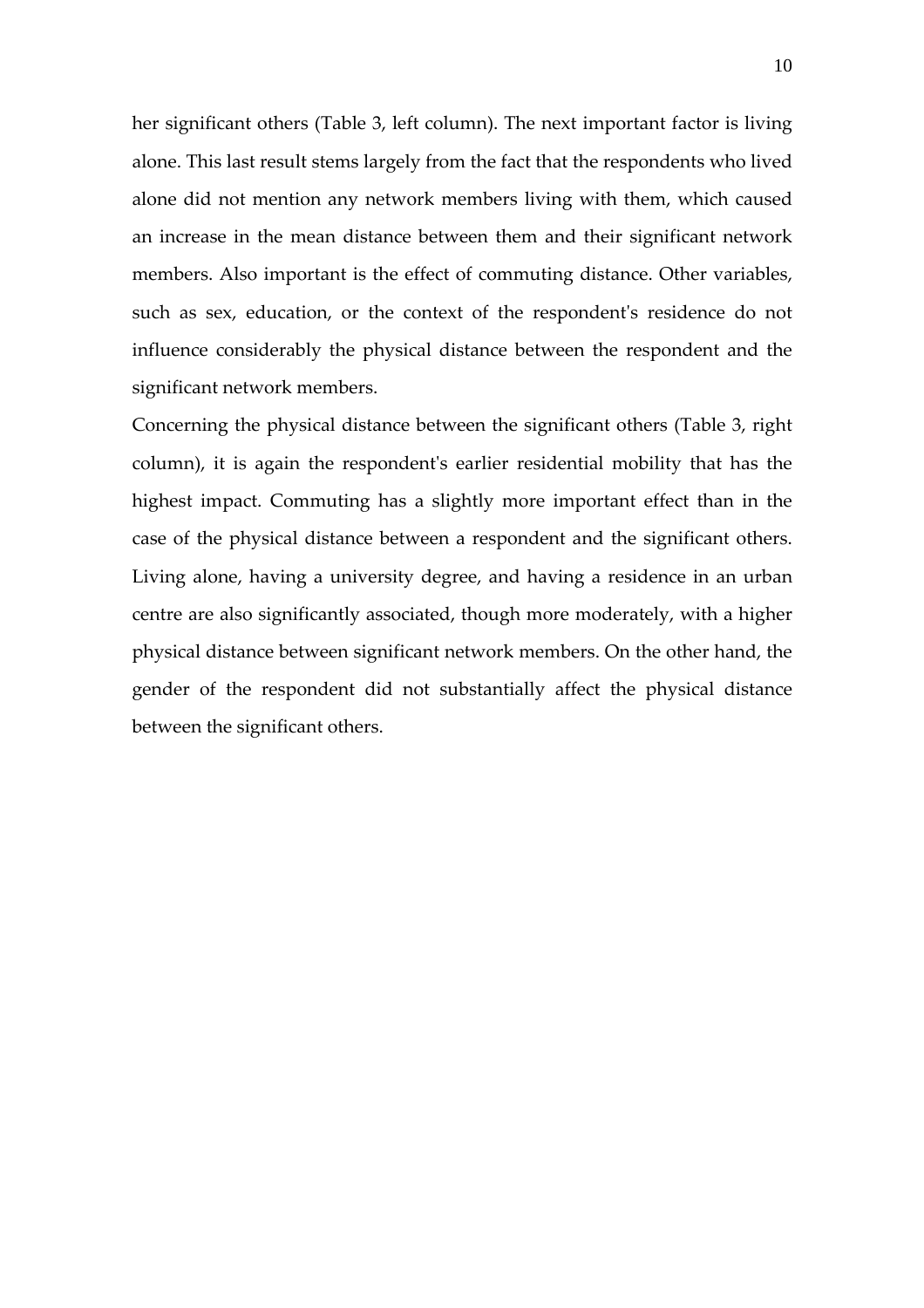her significant others (Table 3, left column). The next important factor is living alone. This last result stems largely from the fact that the respondents who lived alone did not mention any network members living with them, which caused an increase in the mean distance between them and their significant network members. Also important is the effect of commuting distance. Other variables, such as sex, education, or the context of the respondent's residence do not influence considerably the physical distance between the respondent and the significant network members.

Concerning the physical distance between the significant others (Table 3, right column), it is again the respondent's earlier residential mobility that has the highest impact. Commuting has a slightly more important effect than in the case of the physical distance between a respondent and the significant others. Living alone, having a university degree, and having a residence in an urban centre are also significantly associated, though more moderately, with a higher physical distance between significant network members. On the other hand, the gender of the respondent did not substantially affect the physical distance between the significant others.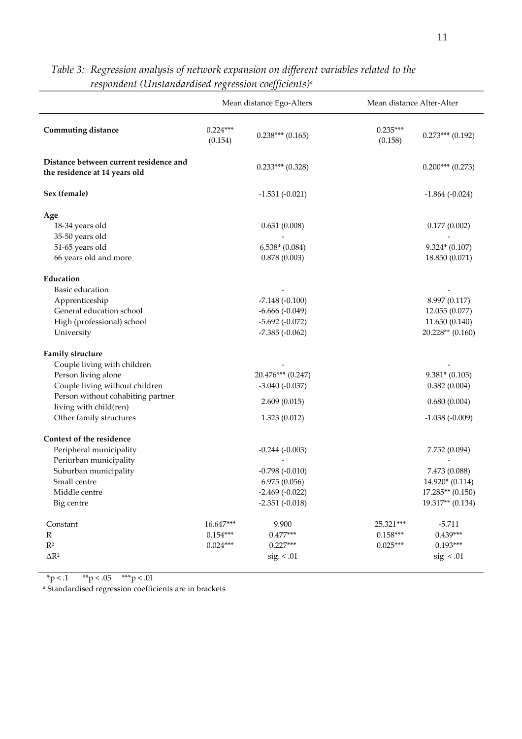*Table 3: Regression analysis of network expansion on different variables related to the respondent (Unstandardised regression coefficients)[a]*

| | Mean distance Ego-Alters | | Mean distance Alter-Alter | |
|---|---|---|---|---|
| **Commuting distance** | 0.224*** (0.154) | 0.238*** (0.165) | 0.235*** (0.158) | 0.273*** (0.192) |
| **Distance between current residence and the residence at 14 years old** | | 0.233*** (0.328) | | 0.200*** (0.273) |
| **Sex (female)** | | -1.531 (-0.021) | | -1.864 (-0.024) |
| **Age** | | | | |
| 18-34 years old | | 0.631 (0.008) | | 0.177 (0.002) |
| 35-50 years old | | - | | - |
| 51-65 years old | | 6.538* (0.084) | | 9.324* (0.107) |
| 66 years old and more | | 0.878 (0.003) | | 18.850 (0.071) |
| **Education** | | | | |
| Basic education | | - | | - |
| Apprenticeship | | -7.148 (-0.100) | | 8.997 (0.117) |
| General education school | | -6.666 (-0.049) | | 12.055 (0.077) |
| High (professional) school | | -5.692 (-0.072) | | 11.650 (0.140) |
| University | | -7.385 (-0.062) | | 20.228** (0.160) |
| **Family structure** | | | | |
| Couple living with children | | - | | - |
| Person living alone | | 20.476*** (0.247) | | 9.381* (0.105) |
| Couple living without children | | -3.040 (-0.037) | | 0.382 (0.004) |
| Person without cohabiting partner living with child(ren) | | 2.609 (0.015) | | 0.680 (0.004) |
| Other family structures | | 1.323 (0.012) | | -1.038 (-0.009) |
| **Context of the residence** | | | | |
| Peripheral municipality | | -0.244 (-0.003) | | 7.752 (0.094) |
| Periurban municipality | | - | | - |
| Suburban municipality | | -0.798 (-0.010) | | 7.473 (0.088) |
| Small centre | | 6.975 (0.056) | | 14.920* (0.114) |
| Middle centre | | -2.469 (-0.022) | | 17.285** (0.150) |
| Big centre | | -2.351 (-0.018) | | 19.317** (0.134) |
| Constant | 16.647*** | 9.900 | 25.321*** | -5.711 |
| R | 0.154*** | 0.477*** | 0.158*** | 0.439*** |
| $R^2$ | 0.024*** | 0.227*** | 0.025*** | 0.193*** |
| $\Delta R^2$ | | sig. < .01 | | sig < .01 |

*p < .1 **p < .05 ***p < .01

[a] Standardised regression coefficients are in brackets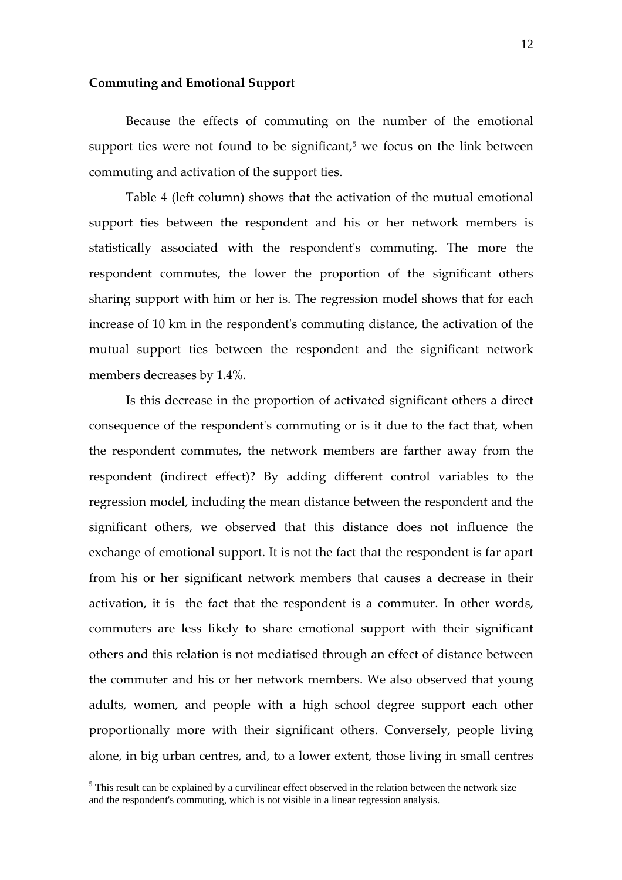**Commuting and Emotional Support**

Because the effects of commuting on the number of the emotional support ties were not found to be significant,[5] we focus on the link between commuting and activation of the support ties.

Table 4 (left column) shows that the activation of the mutual emotional support ties between the respondent and his or her network members is statistically associated with the respondent's commuting. The more the respondent commutes, the lower the proportion of the significant others sharing support with him or her is. The regression model shows that for each increase of 10 km in the respondent's commuting distance, the activation of the mutual support ties between the respondent and the significant network members decreases by 1.4%.

Is this decrease in the proportion of activated significant others a direct consequence of the respondent's commuting or is it due to the fact that, when the respondent commutes, the network members are farther away from the respondent (indirect effect)? By adding different control variables to the regression model, including the mean distance between the respondent and the significant others, we observed that this distance does not influence the exchange of emotional support. It is not the fact that the respondent is far apart from his or her significant network members that causes a decrease in their activation, it is the fact that the respondent is a commuter. In other words, commuters are less likely to share emotional support with their significant others and this relation is not mediatised through an effect of distance between the commuter and his or her network members. We also observed that young adults, women, and people with a high school degree support each other proportionally more with their significant others. Conversely, people living alone, in big urban centres, and, to a lower extent, those living in small centres

[5] This result can be explained by a curvilinear effect observed in the relation between the network size and the respondent's commuting, which is not visible in a linear regression analysis.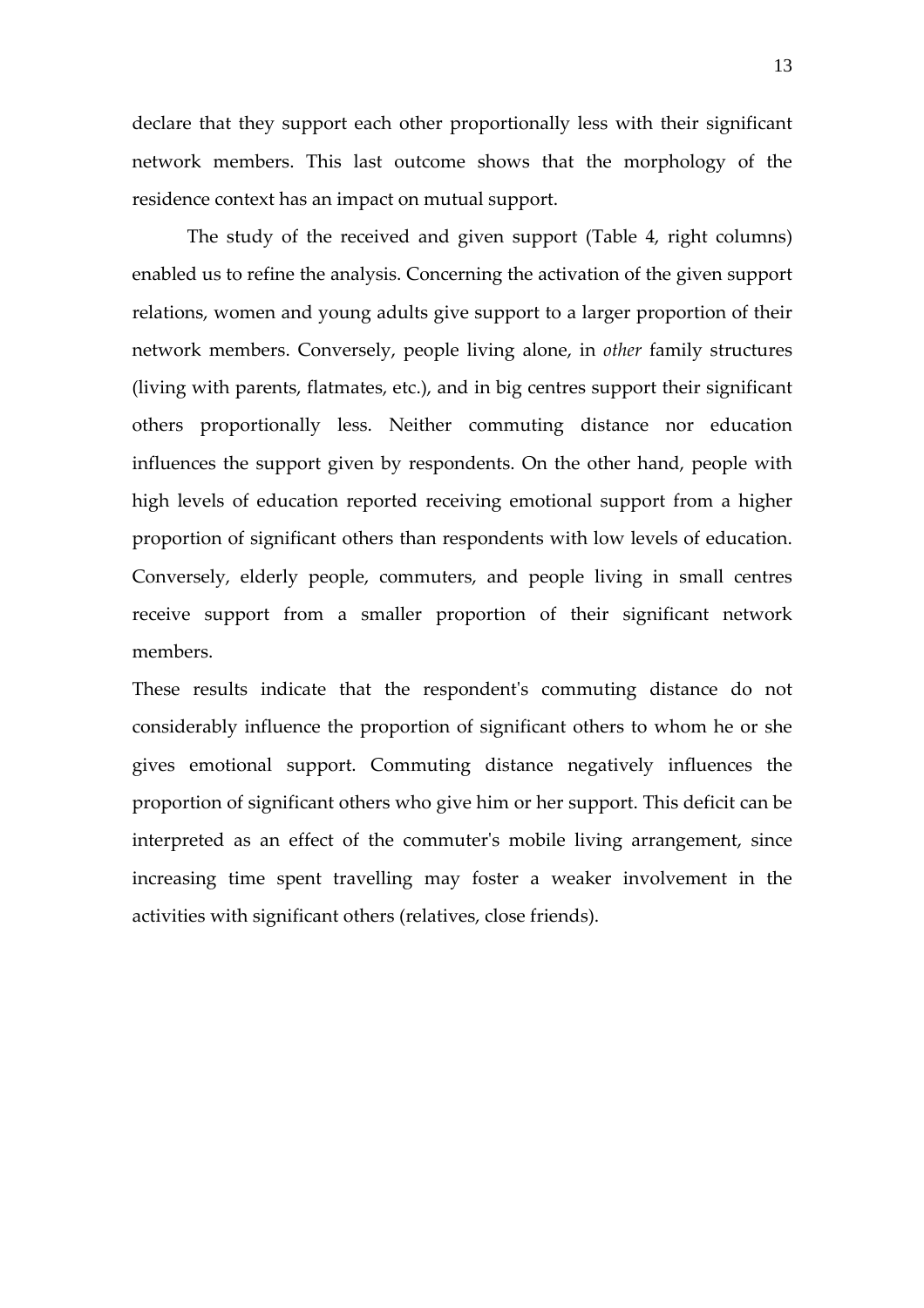declare that they support each other proportionally less with their significant network members. This last outcome shows that the morphology of the residence context has an impact on mutual support.

The study of the received and given support (Table 4, right columns) enabled us to refine the analysis. Concerning the activation of the given support relations, women and young adults give support to a larger proportion of their network members. Conversely, people living alone, in *other* family structures (living with parents, flatmates, etc.), and in big centres support their significant others proportionally less. Neither commuting distance nor education influences the support given by respondents. On the other hand, people with high levels of education reported receiving emotional support from a higher proportion of significant others than respondents with low levels of education. Conversely, elderly people, commuters, and people living in small centres receive support from a smaller proportion of their significant network members.

These results indicate that the respondent's commuting distance do not considerably influence the proportion of significant others to whom he or she gives emotional support. Commuting distance negatively influences the proportion of significant others who give him or her support. This deficit can be interpreted as an effect of the commuter's mobile living arrangement, since increasing time spent travelling may foster a weaker involvement in the activities with significant others (relatives, close friends).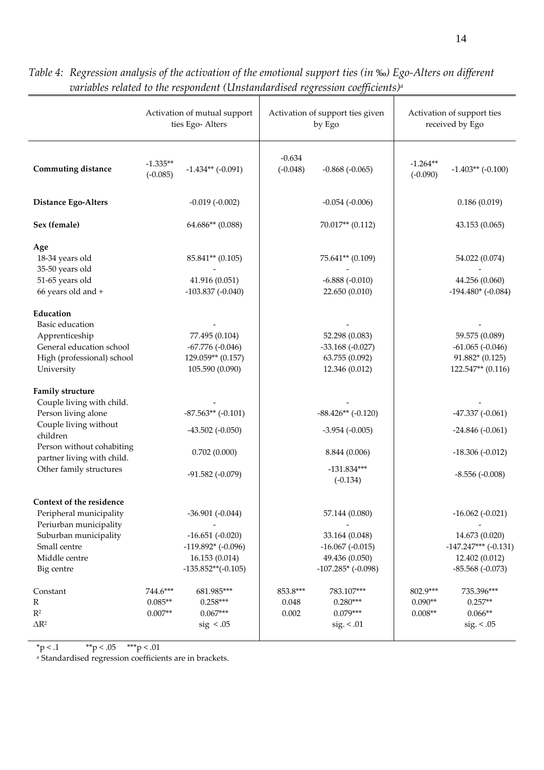*Table 4: Regression analysis of the activation of the emotional support ties (in ‰) Ego-Alters on different variables related to the respondent (Unstandardised regression coefficients)[a]*

| | Activation of mutual support ties Ego- Alters | | Activation of support ties given by Ego | | Activation of support ties received by Ego | |
|---|---|---|---|---|---|---|
| **Commuting distance** | -1.335** (-0.085) | -1.434** (-0.091) | -0.634 (-0.048) | -0.868 (-0.065) | -1.264** (-0.090) | -1.403** (-0.100) |
| **Distance Ego-Alters** | | -0.019 (-0.002) | | -0.054 (-0.006) | | 0.186 (0.019) |
| **Sex (female)** | | 64.686** (0.088) | | 70.017** (0.112) | | 43.153 (0.065) |
| **Age** | | | | | | |
| 18-34 years old | | 85.841** (0.105) | | 75.641** (0.109) | | 54.022 (0.074) |
| 35-50 years old | | - | | - | | - |
| 51-65 years old | | 41.916 (0.051) | | -6.888 (-0.010) | | 44.256 (0.060) |
| 66 years old and + | | -103.837 (-0.040) | | 22.650 (0.010) | | -194.480* (-0.084) |
| **Education** | | | | | | |
| Basic education | | - | | - | | - |
| Apprenticeship | | 77.495 (0.104) | | 52.298 (0.083) | | 59.575 (0.089) |
| General education school | | -67.776 (-0.046) | | -33.168 (-0.027) | | -61.065 (-0.046) |
| High (professional) school | | 129.059** (0.157) | | 63.755 (0.092) | | 91.882* (0.125) |
| University | | 105.590 (0.090) | | 12.346 (0.012) | | 122.547** (0.116) |
| **Family structure** | | | | | | |
| Couple living with child. | | - | | - | | - |
| Person living alone | | -87.563** (-0.101) | | -88.426** (-0.120) | | -47.337 (-0.061) |
| Couple living without children | | -43.502 (-0.050) | | -3.954 (-0.005) | | -24.846 (-0.061) |
| Person without cohabiting partner living with child. | | 0.702 (0.000) | | 8.844 (0.006) | | -18.306 (-0.012) |
| Other family structures | | -91.582 (-0.079) | | -131.834*** (-0.134) | | -8.556 (-0.008) |
| **Context of the residence** | | | | | | |
| Peripheral municipality | | -36.901 (-0.044) | | 57.144 (0.080) | | -16.062 (-0.021) |
| Periurban municipality | | - | | - | | - |
| Suburban municipality | | -16.651 (-0.020) | | 33.164 (0.048) | | 14.673 (0.020) |
| Small centre | | -119.892* (-0.096) | | -16.067 (-0.015) | | -147.247*** (-0.131) |
| Middle centre | | 16.153 (0.014) | | 49.436 (0.050) | | 12.402 (0.012) |
| Big centre | | -135.852**(-0.105) | | -107.285* (-0.098) | | -85.568 (-0.073) |
| Constant | 744.6*** | 681.985*** | 853.8*** | 783.107*** | 802.9*** | 735.396*** |
| R | 0.085** | 0.258*** | 0.048 | 0.280*** | 0.090** | 0.257** |
| $R^2$ | 0.007** | 0.067*** | 0.002 | 0.079*** | 0.008** | 0.066** |
| $\Delta R^2$ | | sig < .05 | | sig. < .01 | | sig. < .05 |

*p < .1 **p < .05 ***p < .01

[a] Standardised regression coefficients are in brackets.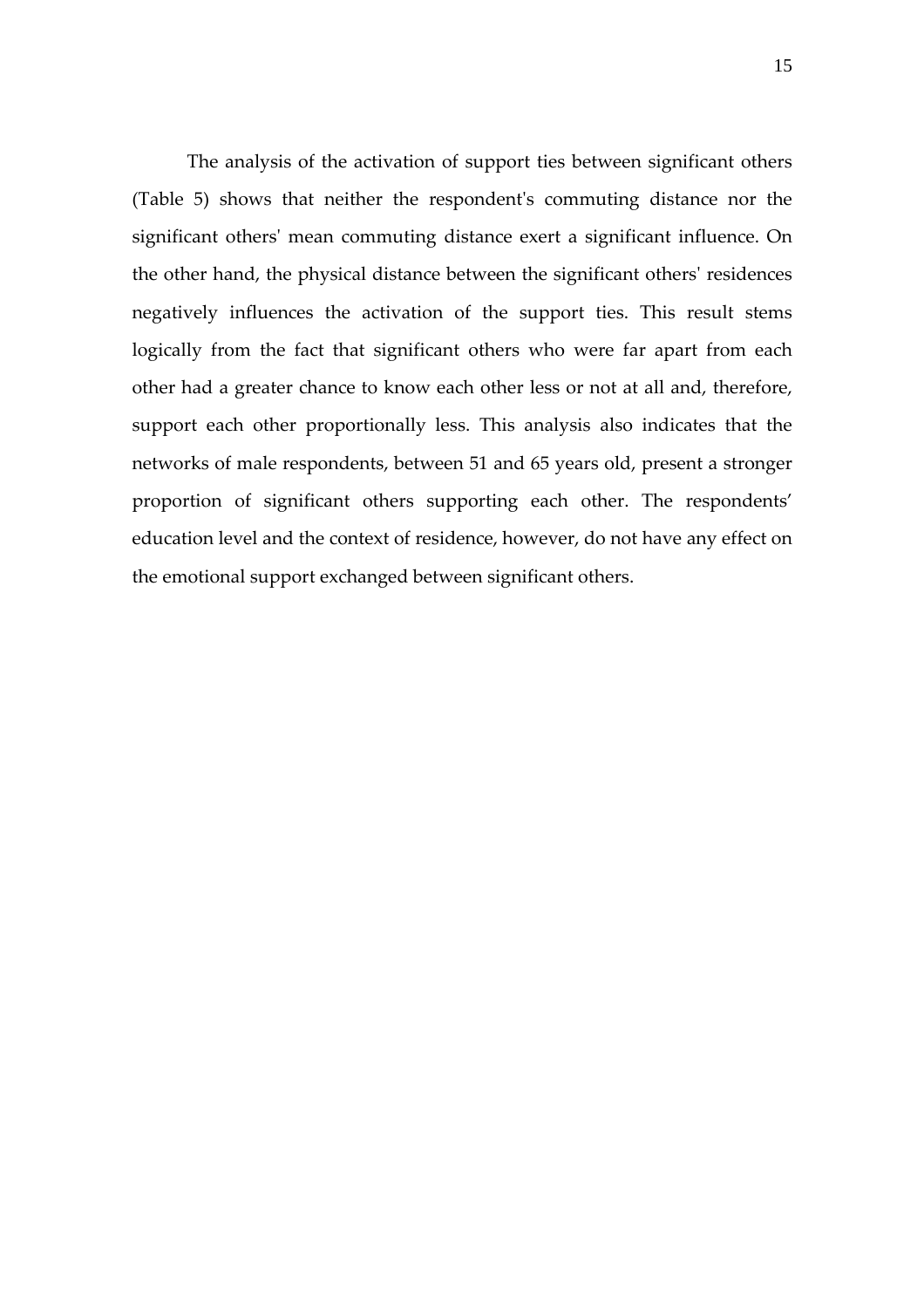The analysis of the activation of support ties between significant others (Table 5) shows that neither the respondent's commuting distance nor the significant others' mean commuting distance exert a significant influence. On the other hand, the physical distance between the significant others' residences negatively influences the activation of the support ties. This result stems logically from the fact that significant others who were far apart from each other had a greater chance to know each other less or not at all and, therefore, support each other proportionally less. This analysis also indicates that the networks of male respondents, between 51 and 65 years old, present a stronger proportion of significant others supporting each other. The respondents' education level and the context of residence, however, do not have any effect on the emotional support exchanged between significant others.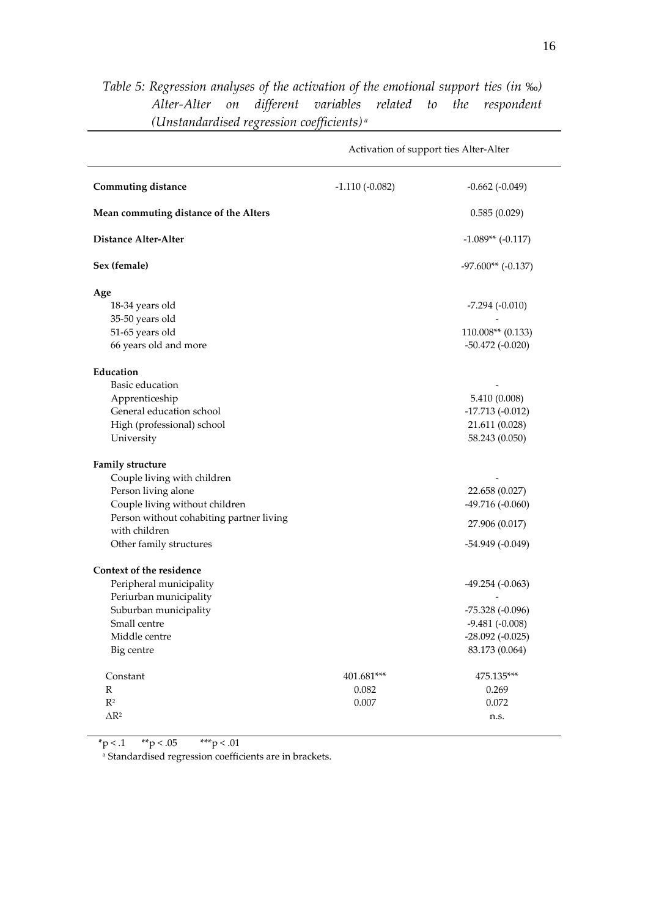*Table 5: Regression analyses of the activation of the emotional support ties (in ‰) Alter-Alter on different variables related to the respondent (Unstandardised regression coefficients)[a]*

| | Activation of support ties Alter-Alter | |
|---|---|---|
| **Commuting distance** | -1.110 (-0.082) | -0.662 (-0.049) |
| **Mean commuting distance of the Alters** | | 0.585 (0.029) |
| **Distance Alter-Alter** | | -1.089** (-0.117) |
| **Sex (female)** | | -97.600** (-0.137) |
| **Age** | | |
| 18-34 years old | | -7.294 (-0.010) |
| 35-50 years old | | - |
| 51-65 years old | | 110.008** (0.133) |
| 66 years old and more | | -50.472 (-0.020) |
| **Education** | | |
| Basic education | | - |
| Apprenticeship | | 5.410 (0.008) |
| General education school | | -17.713 (-0.012) |
| High (professional) school | | 21.611 (0.028) |
| University | | 58.243 (0.050) |
| **Family structure** | | |
| Couple living with children | | - |
| Person living alone | | 22.658 (0.027) |
| Couple living without children | | -49.716 (-0.060) |
| Person without cohabiting partner living with children | | 27.906 (0.017) |
| Other family structures | | -54.949 (-0.049) |
| **Context of the residence** | | |
| Peripheral municipality | | -49.254 (-0.063) |
| Periurban municipality | | - |
| Suburban municipality | | -75.328 (-0.096) |
| Small centre | | -9.481 (-0.008) |
| Middle centre | | -28.092 (-0.025) |
| Big centre | | 83.173 (0.064) |
| Constant | 401.681*** | 475.135*** |
| R | 0.082 | 0.269 |
| $R^2$ | 0.007 | 0.072 |
| $\Delta R^2$ | | n.s. |

*p < .1 **p < .05 ***p < .01

[a] Standardised regression coefficients are in brackets.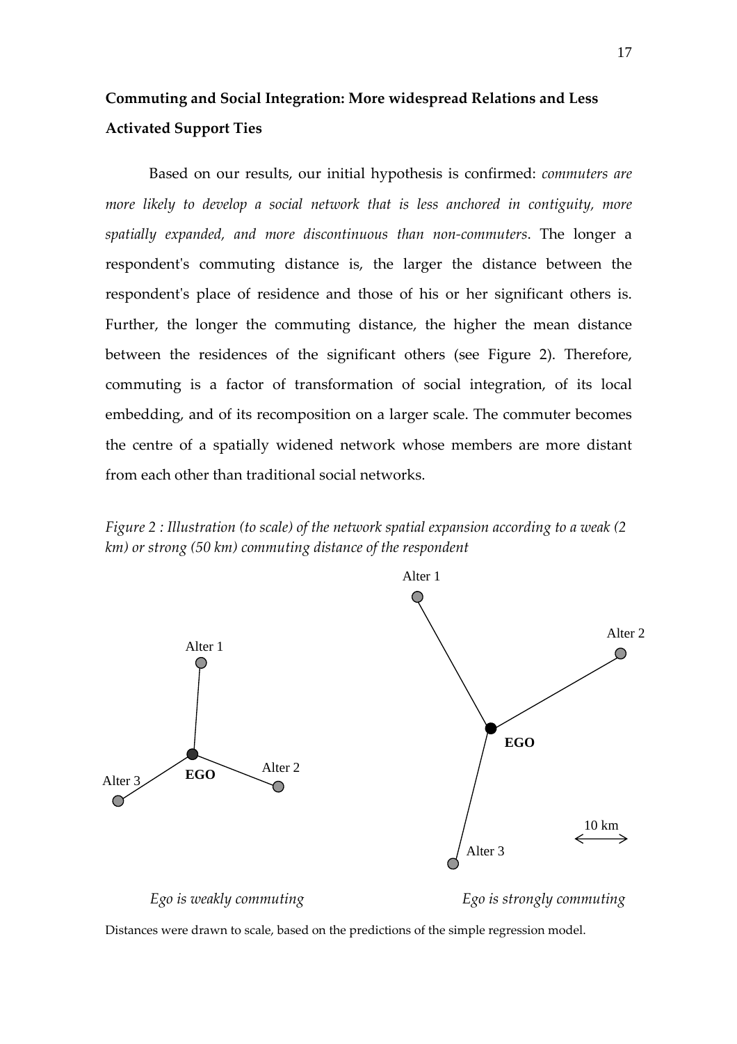**Commuting and Social Integration: More widespread Relations and Less Activated Support Ties**

Based on our results, our initial hypothesis is confirmed: *commuters are more likely to develop a social network that is less anchored in contiguity, more spatially expanded, and more discontinuous than non-commuters*. The longer a respondent's commuting distance is, the larger the distance between the respondent's place of residence and those of his or her significant others is. Further, the longer the commuting distance, the higher the mean distance between the residences of the significant others (see Figure 2). Therefore, commuting is a factor of transformation of social integration, of its local embedding, and of its recomposition on a larger scale. The commuter becomes the centre of a spatially widened network whose members are more distant from each other than traditional social networks.

*Figure 2 : Illustration (to scale) of the network spatial expansion according to a weak (2 km) or strong (50 km) commuting distance of the respondent*

Alter 1
Alter 2
Alter 3
EGO

*Ego is weakly commuting*

Alter 1
Alter 2
Alter 3
EGO
10 km

*Ego is strongly commuting*

Distances were drawn to scale, based on the predictions of the simple regression model.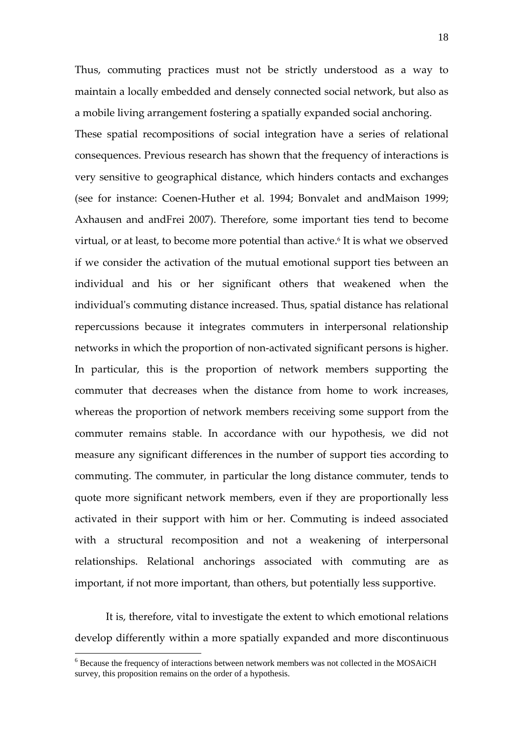Thus, commuting practices must not be strictly understood as a way to maintain a locally embedded and densely connected social network, but also as a mobile living arrangement fostering a spatially expanded social anchoring.
These spatial recompositions of social integration have a series of relational consequences. Previous research has shown that the frequency of interactions is very sensitive to geographical distance, which hinders contacts and exchanges (see for instance: Coenen-Huther et al. 1994; Bonvalet and andMaison 1999; Axhausen and andFrei 2007). Therefore, some important ties tend to become virtual, or at least, to become more potential than active.[6] It is what we observed if we consider the activation of the mutual emotional support ties between an individual and his or her significant others that weakened when the individual's commuting distance increased. Thus, spatial distance has relational repercussions because it integrates commuters in interpersonal relationship networks in which the proportion of non-activated significant persons is higher. In particular, this is the proportion of network members supporting the commuter that decreases when the distance from home to work increases, whereas the proportion of network members receiving some support from the commuter remains stable. In accordance with our hypothesis, we did not measure any significant differences in the number of support ties according to commuting. The commuter, in particular the long distance commuter, tends to quote more significant network members, even if they are proportionally less activated in their support with him or her. Commuting is indeed associated with a structural recomposition and not a weakening of interpersonal relationships. Relational anchorings associated with commuting are as important, if not more important, than others, but potentially less supportive.

It is, therefore, vital to investigate the extent to which emotional relations develop differently within a more spatially expanded and more discontinuous

[6] Because the frequency of interactions between network members was not collected in the MOSAiCH survey, this proposition remains on the order of a hypothesis.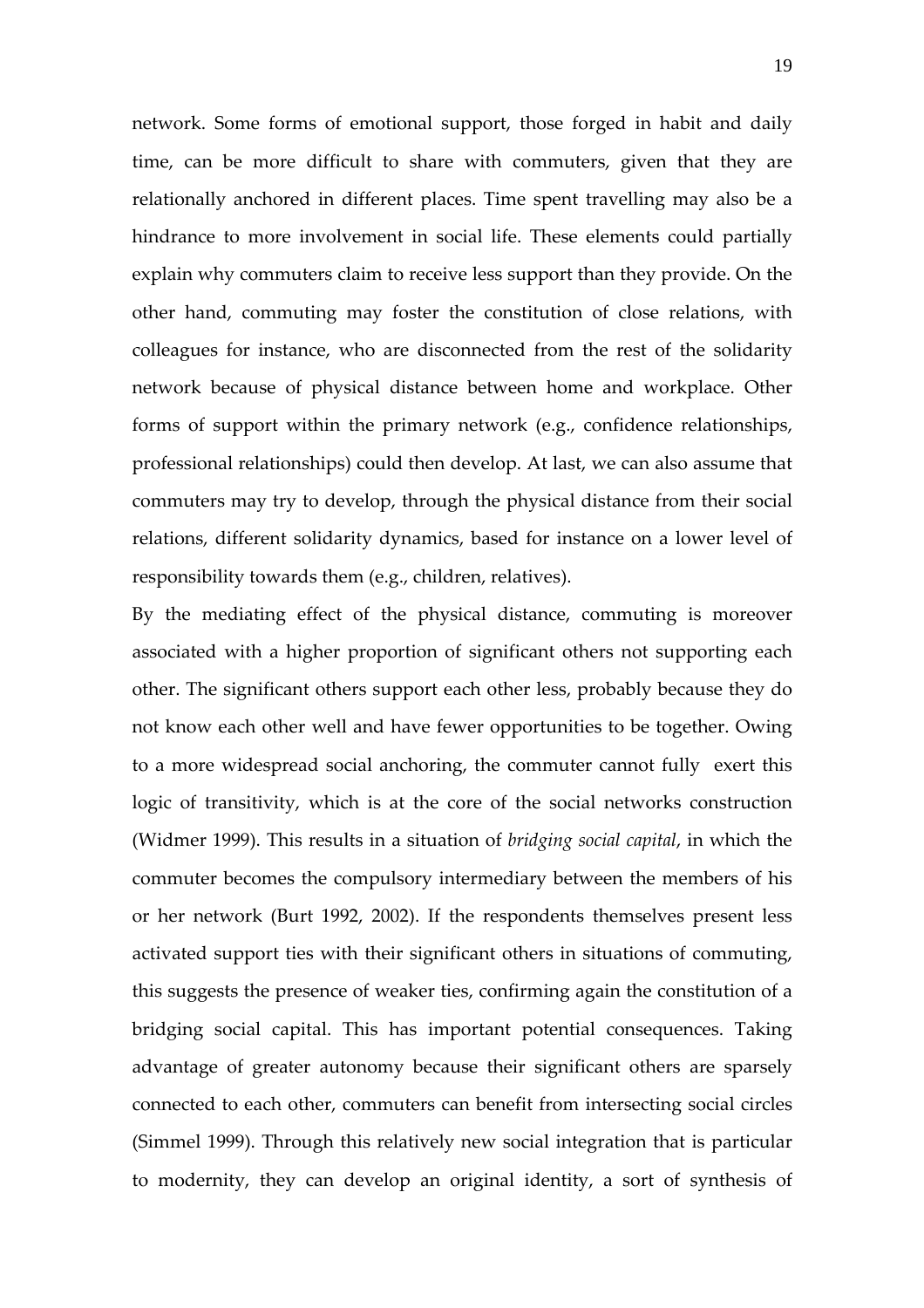network. Some forms of emotional support, those forged in habit and daily time, can be more difficult to share with commuters, given that they are relationally anchored in different places. Time spent travelling may also be a hindrance to more involvement in social life. These elements could partially explain why commuters claim to receive less support than they provide. On the other hand, commuting may foster the constitution of close relations, with colleagues for instance, who are disconnected from the rest of the solidarity network because of physical distance between home and workplace. Other forms of support within the primary network (e.g., confidence relationships, professional relationships) could then develop. At last, we can also assume that commuters may try to develop, through the physical distance from their social relations, different solidarity dynamics, based for instance on a lower level of responsibility towards them (e.g., children, relatives).

By the mediating effect of the physical distance, commuting is moreover associated with a higher proportion of significant others not supporting each other. The significant others support each other less, probably because they do not know each other well and have fewer opportunities to be together. Owing to a more widespread social anchoring, the commuter cannot fully exert this logic of transitivity, which is at the core of the social networks construction (Widmer 1999). This results in a situation of *bridging social capital*, in which the commuter becomes the compulsory intermediary between the members of his or her network (Burt 1992, 2002). If the respondents themselves present less activated support ties with their significant others in situations of commuting, this suggests the presence of weaker ties, confirming again the constitution of a bridging social capital. This has important potential consequences. Taking advantage of greater autonomy because their significant others are sparsely connected to each other, commuters can benefit from intersecting social circles (Simmel 1999). Through this relatively new social integration that is particular to modernity, they can develop an original identity, a sort of synthesis of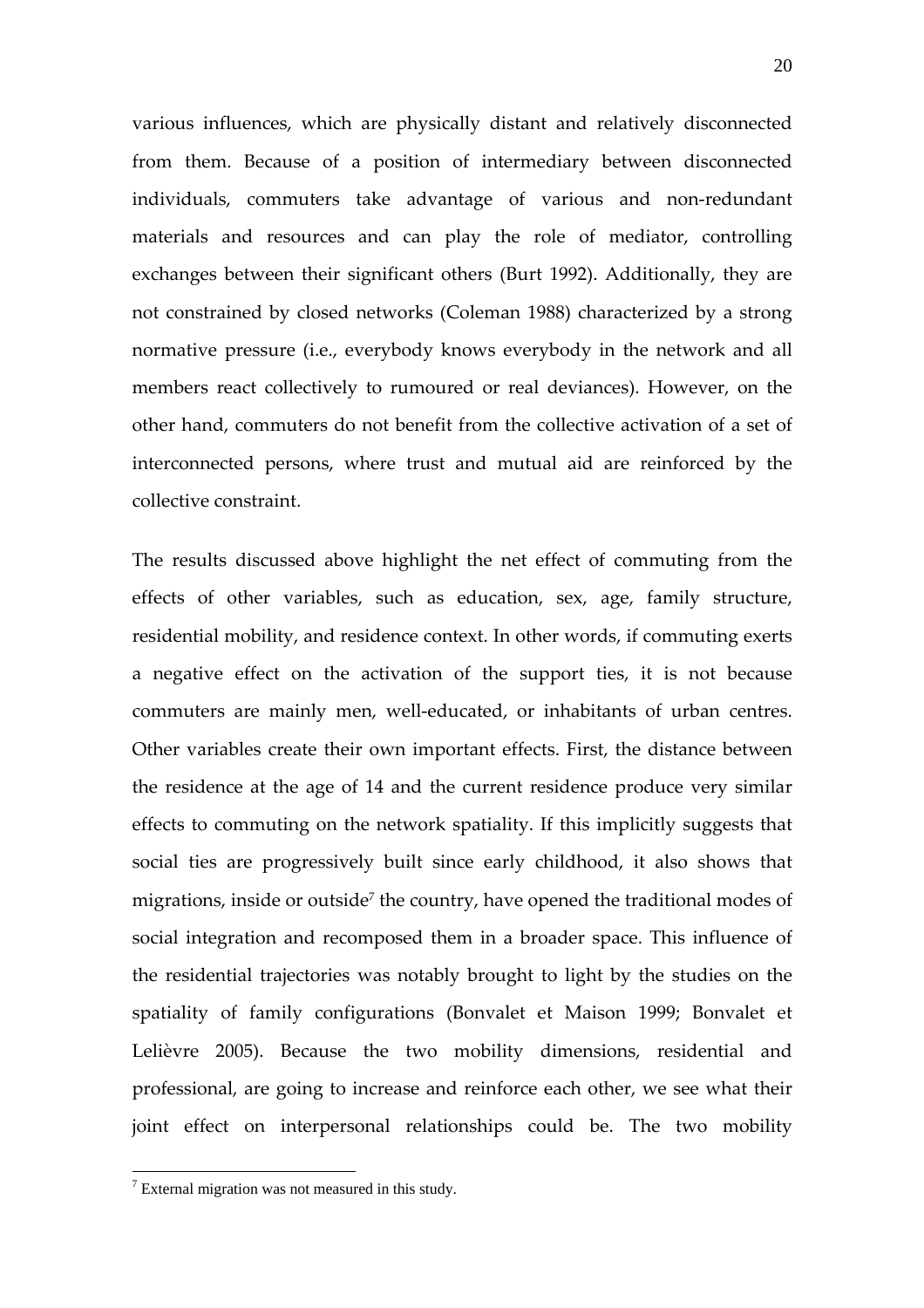various influences, which are physically distant and relatively disconnected from them. Because of a position of intermediary between disconnected individuals, commuters take advantage of various and non-redundant materials and resources and can play the role of mediator, controlling exchanges between their significant others (Burt 1992). Additionally, they are not constrained by closed networks (Coleman 1988) characterized by a strong normative pressure (i.e., everybody knows everybody in the network and all members react collectively to rumoured or real deviances). However, on the other hand, commuters do not benefit from the collective activation of a set of interconnected persons, where trust and mutual aid are reinforced by the collective constraint.

The results discussed above highlight the net effect of commuting from the effects of other variables, such as education, sex, age, family structure, residential mobility, and residence context. In other words, if commuting exerts a negative effect on the activation of the support ties, it is not because commuters are mainly men, well-educated, or inhabitants of urban centres. Other variables create their own important effects. First, the distance between the residence at the age of 14 and the current residence produce very similar effects to commuting on the network spatiality. If this implicitly suggests that social ties are progressively built since early childhood, it also shows that migrations, inside or outside[7] the country, have opened the traditional modes of social integration and recomposed them in a broader space. This influence of the residential trajectories was notably brought to light by the studies on the spatiality of family configurations (Bonvalet et Maison 1999; Bonvalet et Lelièvre 2005). Because the two mobility dimensions, residential and professional, are going to increase and reinforce each other, we see what their joint effect on interpersonal relationships could be. The two mobility

[7] External migration was not measured in this study.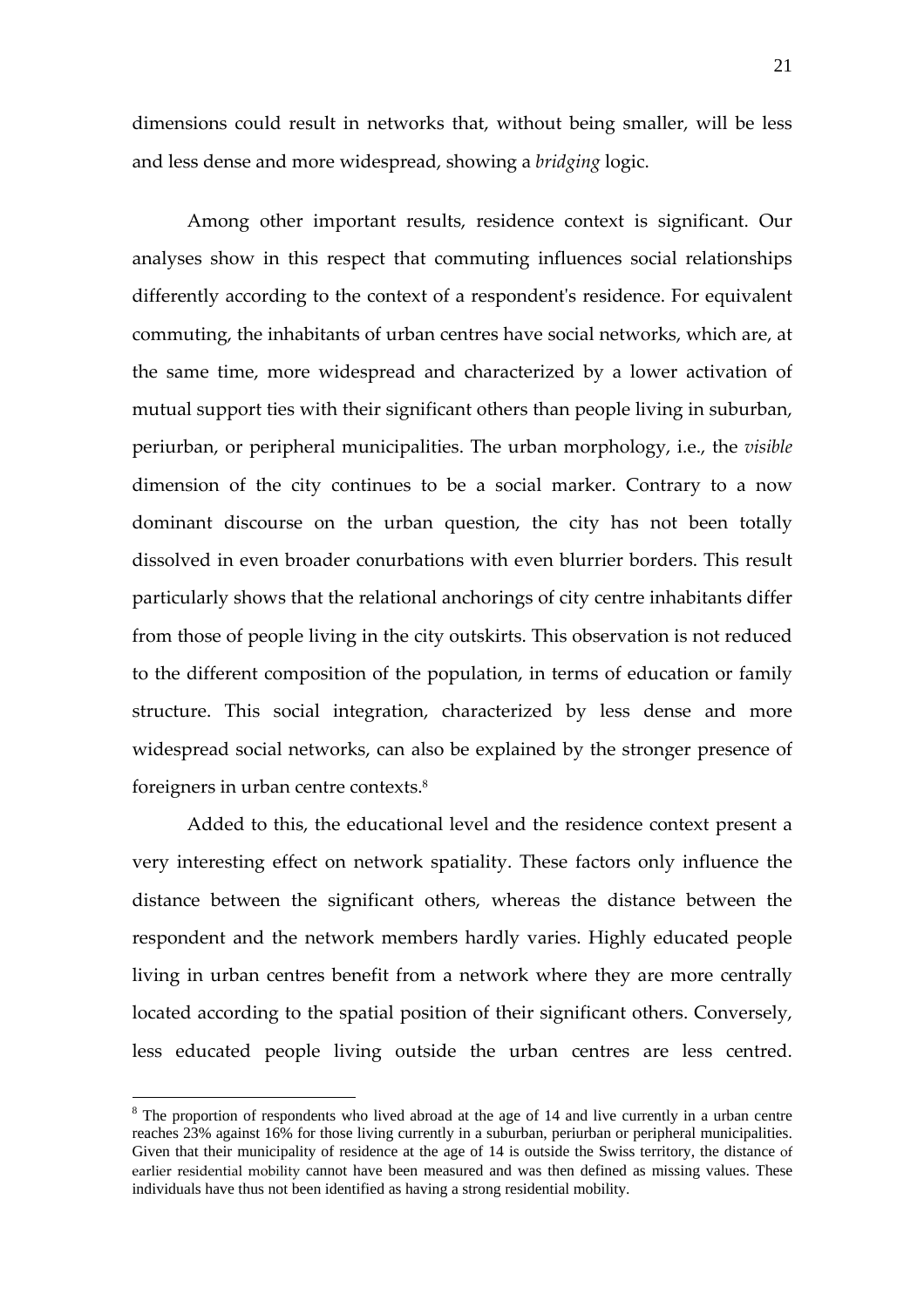dimensions could result in networks that, without being smaller, will be less and less dense and more widespread, showing a *bridging* logic.

Among other important results, residence context is significant. Our analyses show in this respect that commuting influences social relationships differently according to the context of a respondent's residence. For equivalent commuting, the inhabitants of urban centres have social networks, which are, at the same time, more widespread and characterized by a lower activation of mutual support ties with their significant others than people living in suburban, periurban, or peripheral municipalities. The urban morphology, i.e., the *visible* dimension of the city continues to be a social marker. Contrary to a now dominant discourse on the urban question, the city has not been totally dissolved in even broader conurbations with even blurrier borders. This result particularly shows that the relational anchorings of city centre inhabitants differ from those of people living in the city outskirts. This observation is not reduced to the different composition of the population, in terms of education or family structure. This social integration, characterized by less dense and more widespread social networks, can also be explained by the stronger presence of foreigners in urban centre contexts.[8]

Added to this, the educational level and the residence context present a very interesting effect on network spatiality. These factors only influence the distance between the significant others, whereas the distance between the respondent and the network members hardly varies. Highly educated people living in urban centres benefit from a network where they are more centrally located according to the spatial position of their significant others. Conversely, less educated people living outside the urban centres are less centred.

---

[8] The proportion of respondents who lived abroad at the age of 14 and live currently in a urban centre reaches 23% against 16% for those living currently in a suburban, periurban or peripheral municipalities. Given that their municipality of residence at the age of 14 is outside the Swiss territory, the distance of earlier residential mobility cannot have been measured and was then defined as missing values. These individuals have thus not been identified as having a strong residential mobility.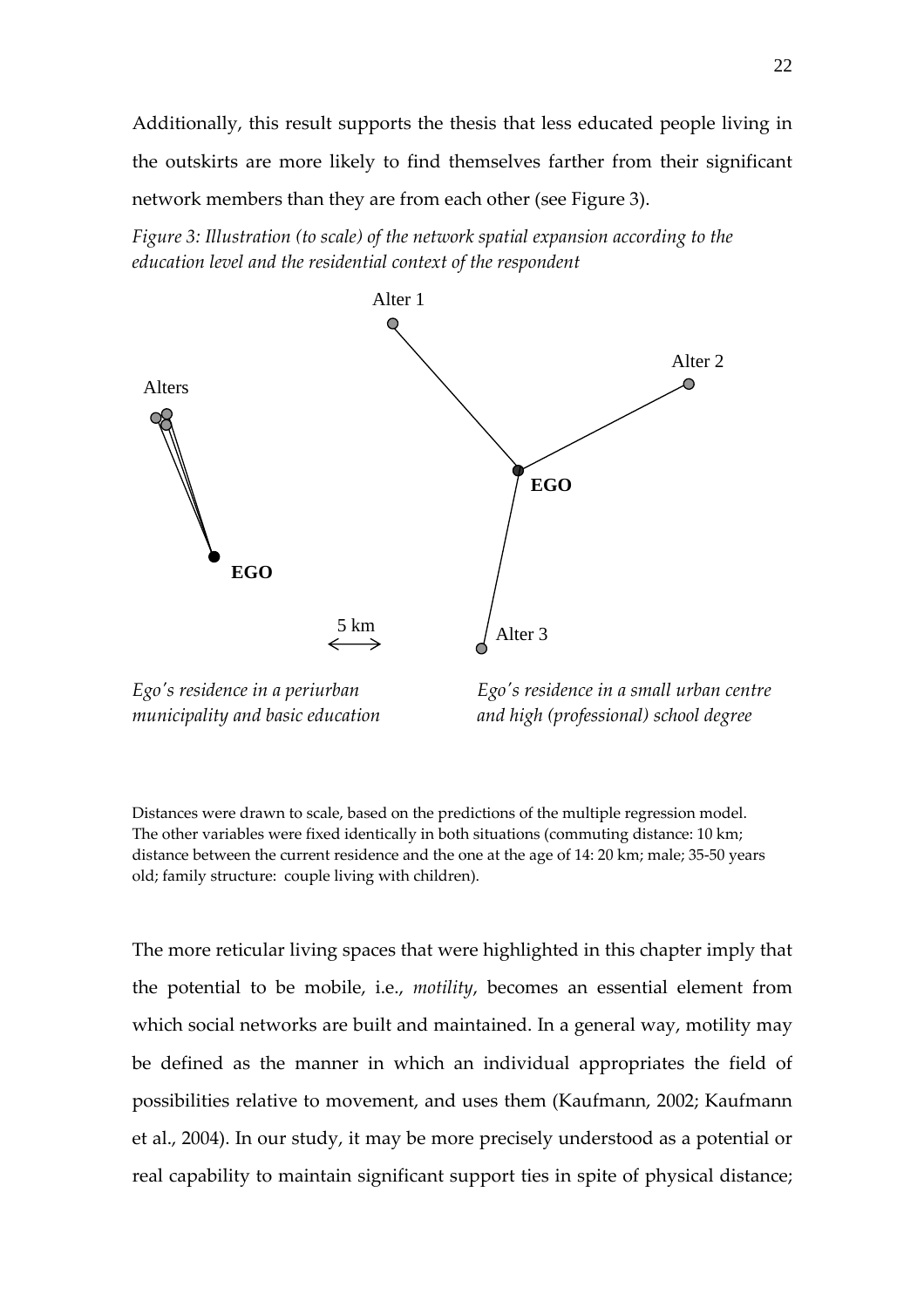Additionally, this result supports the thesis that less educated people living in the outskirts are more likely to find themselves farther from their significant network members than they are from each other (see Figure 3).

*Figure 3: Illustration (to scale) of the network spatial expansion according to the education level and the residential context of the respondent*

Alter 1

Alter 2

Alters

EGO

EGO

5 km

Alter 3

*Ego's residence in a periurban municipality and basic education*

*Ego's residence in a small urban centre and high (professional) school degree*

Distances were drawn to scale, based on the predictions of the multiple regression model. The other variables were fixed identically in both situations (commuting distance: 10 km; distance between the current residence and the one at the age of 14: 20 km; male; 35-50 years old; family structure: couple living with children).

The more reticular living spaces that were highlighted in this chapter imply that the potential to be mobile, i.e., *motility*, becomes an essential element from which social networks are built and maintained. In a general way, motility may be defined as the manner in which an individual appropriates the field of possibilities relative to movement, and uses them (Kaufmann, 2002; Kaufmann et al., 2004). In our study, it may be more precisely understood as a potential or real capability to maintain significant support ties in spite of physical distance;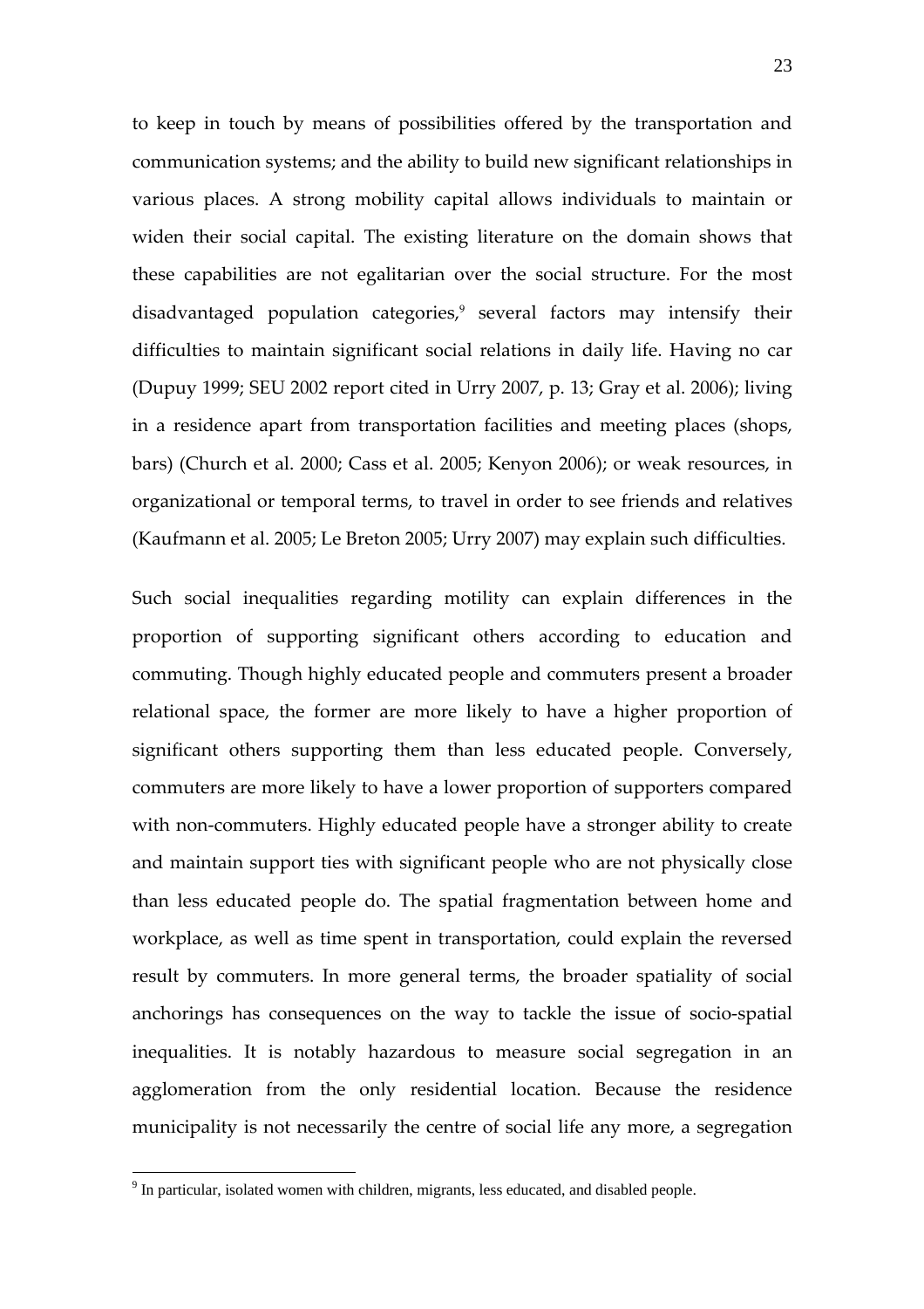to keep in touch by means of possibilities offered by the transportation and communication systems; and the ability to build new significant relationships in various places. A strong mobility capital allows individuals to maintain or widen their social capital. The existing literature on the domain shows that these capabilities are not egalitarian over the social structure. For the most disadvantaged population categories,[9] several factors may intensify their difficulties to maintain significant social relations in daily life. Having no car (Dupuy 1999; SEU 2002 report cited in Urry 2007, p. 13; Gray et al. 2006); living in a residence apart from transportation facilities and meeting places (shops, bars) (Church et al. 2000; Cass et al. 2005; Kenyon 2006); or weak resources, in organizational or temporal terms, to travel in order to see friends and relatives (Kaufmann et al. 2005; Le Breton 2005; Urry 2007) may explain such difficulties.

Such social inequalities regarding motility can explain differences in the proportion of supporting significant others according to education and commuting. Though highly educated people and commuters present a broader relational space, the former are more likely to have a higher proportion of significant others supporting them than less educated people. Conversely, commuters are more likely to have a lower proportion of supporters compared with non-commuters. Highly educated people have a stronger ability to create and maintain support ties with significant people who are not physically close than less educated people do. The spatial fragmentation between home and workplace, as well as time spent in transportation, could explain the reversed result by commuters. In more general terms, the broader spatiality of social anchorings has consequences on the way to tackle the issue of socio-spatial inequalities. It is notably hazardous to measure social segregation in an agglomeration from the only residential location. Because the residence municipality is not necessarily the centre of social life any more, a segregation

[9] In particular, isolated women with children, migrants, less educated, and disabled people.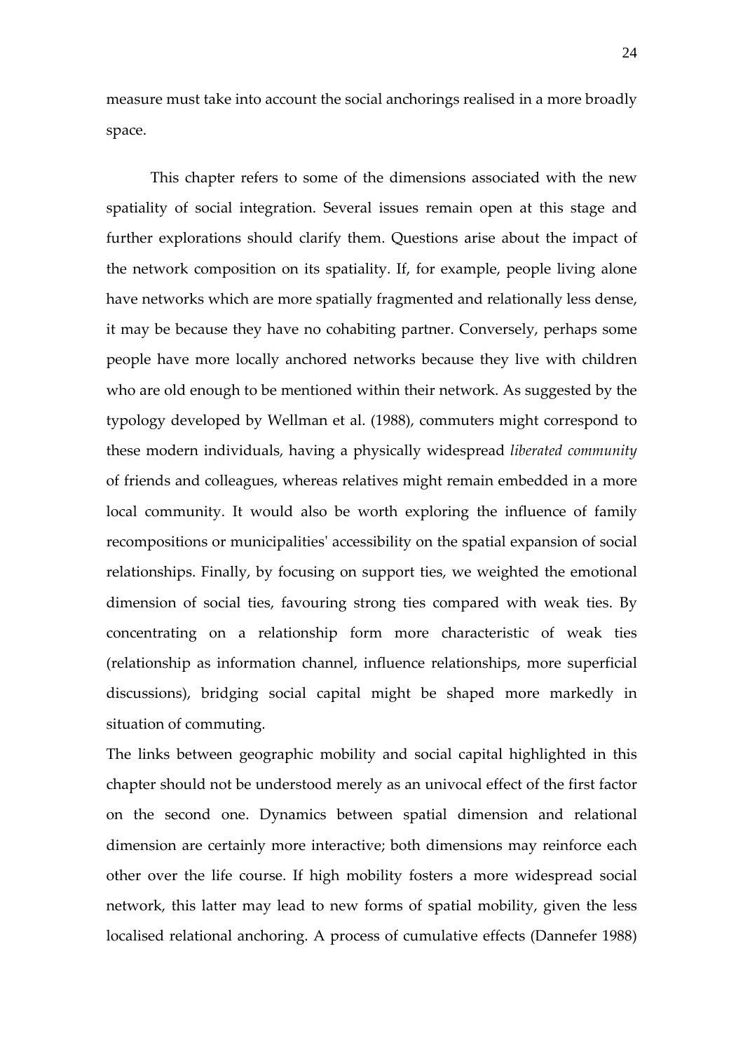measure must take into account the social anchorings realised in a more broadly space.

This chapter refers to some of the dimensions associated with the new spatiality of social integration. Several issues remain open at this stage and further explorations should clarify them. Questions arise about the impact of the network composition on its spatiality. If, for example, people living alone have networks which are more spatially fragmented and relationally less dense, it may be because they have no cohabiting partner. Conversely, perhaps some people have more locally anchored networks because they live with children who are old enough to be mentioned within their network. As suggested by the typology developed by Wellman et al. (1988), commuters might correspond to these modern individuals, having a physically widespread *liberated community* of friends and colleagues, whereas relatives might remain embedded in a more local community. It would also be worth exploring the influence of family recompositions or municipalities' accessibility on the spatial expansion of social relationships. Finally, by focusing on support ties, we weighted the emotional dimension of social ties, favouring strong ties compared with weak ties. By concentrating on a relationship form more characteristic of weak ties (relationship as information channel, influence relationships, more superficial discussions), bridging social capital might be shaped more markedly in situation of commuting.

The links between geographic mobility and social capital highlighted in this chapter should not be understood merely as an univocal effect of the first factor on the second one. Dynamics between spatial dimension and relational dimension are certainly more interactive; both dimensions may reinforce each other over the life course. If high mobility fosters a more widespread social network, this latter may lead to new forms of spatial mobility, given the less localised relational anchoring. A process of cumulative effects (Dannefer 1988)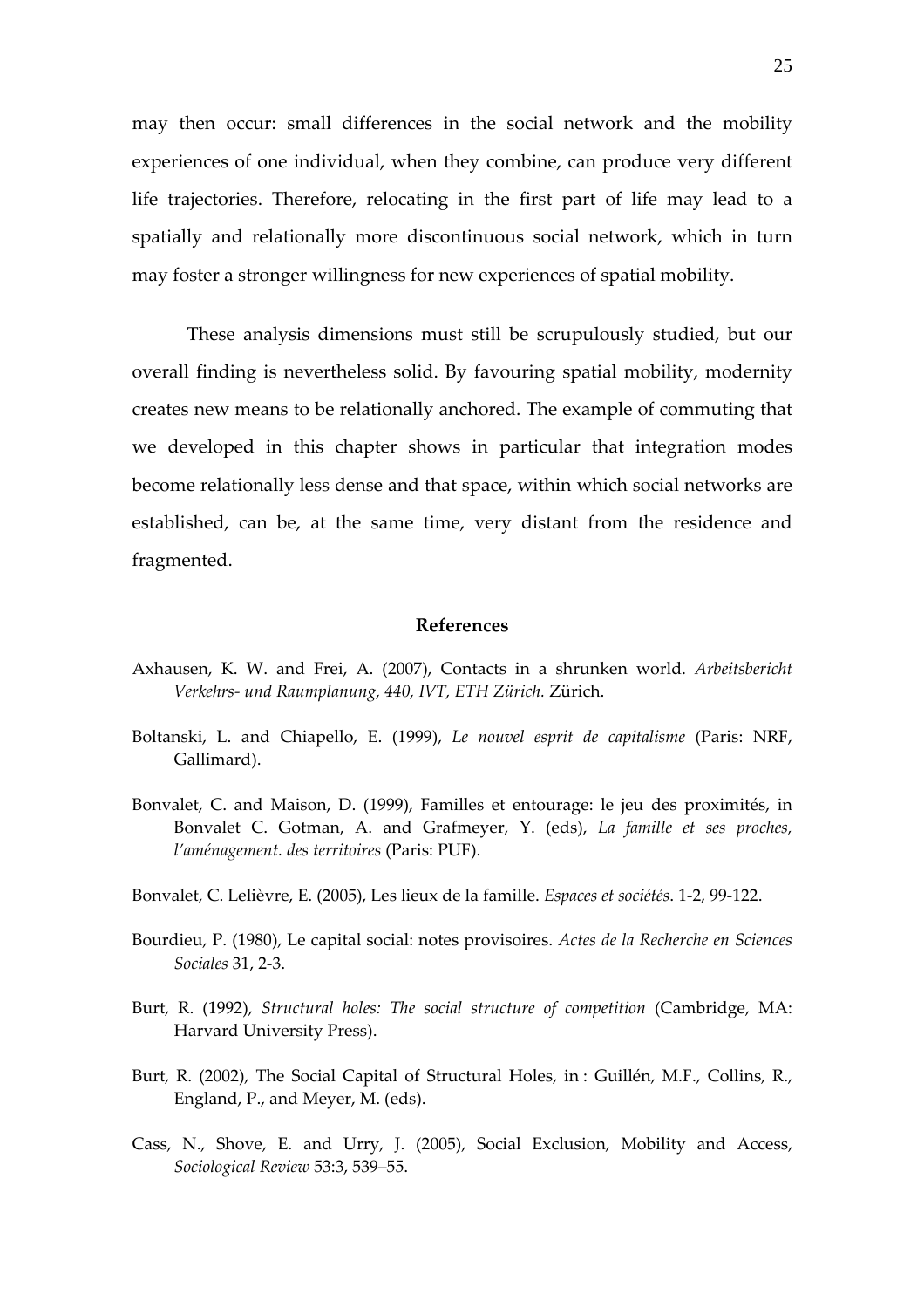may then occur: small differences in the social network and the mobility experiences of one individual, when they combine, can produce very different life trajectories. Therefore, relocating in the first part of life may lead to a spatially and relationally more discontinuous social network, which in turn may foster a stronger willingness for new experiences of spatial mobility.

These analysis dimensions must still be scrupulously studied, but our overall finding is nevertheless solid. By favouring spatial mobility, modernity creates new means to be relationally anchored. The example of commuting that we developed in this chapter shows in particular that integration modes become relationally less dense and that space, within which social networks are established, can be, at the same time, very distant from the residence and fragmented.

## References

Axhausen, K. W. and Frei, A. (2007), Contacts in a shrunken world. *Arbeitsbericht Verkehrs- und Raumplanung, 440, IVT, ETH Zürich.* Zürich.

Boltanski, L. and Chiapello, E. (1999), *Le nouvel esprit de capitalisme* (Paris: NRF, Gallimard).

Bonvalet, C. and Maison, D. (1999), Familles et entourage: le jeu des proximités, in Bonvalet C. Gotman, A. and Grafmeyer, Y. (eds), *La famille et ses proches, l'aménagement. des territoires* (Paris: PUF).

Bonvalet, C. Lelièvre, E. (2005), Les lieux de la famille. *Espaces et sociétés*. 1-2, 99-122.

Bourdieu, P. (1980), Le capital social: notes provisoires. *Actes de la Recherche en Sciences Sociales* 31, 2-3.

Burt, R. (1992), *Structural holes: The social structure of competition* (Cambridge, MA: Harvard University Press).

Burt, R. (2002), The Social Capital of Structural Holes, in : Guillén, M.F., Collins, R., England, P., and Meyer, M. (eds).

Cass, N., Shove, E. and Urry, J. (2005), Social Exclusion, Mobility and Access, *Sociological Review* 53:3, 539–55.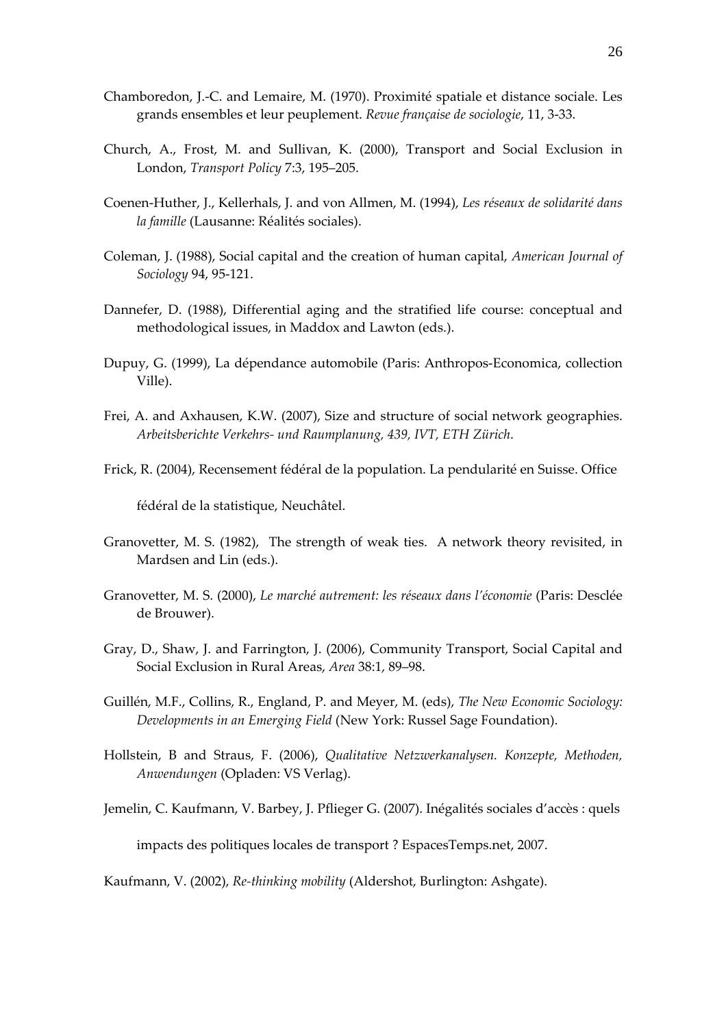Chamboredon, J.-C. and Lemaire, M. (1970). Proximité spatiale et distance sociale. Les grands ensembles et leur peuplement. *Revue française de sociologie*, 11, 3-33.

Church, A., Frost, M. and Sullivan, K. (2000), Transport and Social Exclusion in London, *Transport Policy* 7:3, 195–205.

Coenen-Huther, J., Kellerhals, J. and von Allmen, M. (1994), *Les réseaux de solidarité dans la famille* (Lausanne: Réalités sociales).

Coleman, J. (1988), Social capital and the creation of human capital, *American Journal of Sociology* 94, 95-121.

Dannefer, D. (1988), Differential aging and the stratified life course: conceptual and methodological issues, in Maddox and Lawton (eds.).

Dupuy, G. (1999), La dépendance automobile (Paris: Anthropos-Economica, collection Ville).

Frei, A. and Axhausen, K.W. (2007), Size and structure of social network geographies. *Arbeitsberichte Verkehrs- und Raumplanung, 439, IVT, ETH Zürich*.

Frick, R. (2004), Recensement fédéral de la population. La pendularité en Suisse. Office fédéral de la statistique, Neuchâtel.

Granovetter, M. S. (1982), The strength of weak ties. A network theory revisited, in Mardsen and Lin (eds.).

Granovetter, M. S. (2000), *Le marché autrement: les réseaux dans l'économie* (Paris: Desclée de Brouwer).

Gray, D., Shaw, J. and Farrington, J. (2006), Community Transport, Social Capital and Social Exclusion in Rural Areas, *Area* 38:1, 89–98.

Guillén, M.F., Collins, R., England, P. and Meyer, M. (eds), *The New Economic Sociology: Developments in an Emerging Field* (New York: Russel Sage Foundation).

Hollstein, B and Straus, F. (2006), *Qualitative Netzwerkanalysen. Konzepte, Methoden, Anwendungen* (Opladen: VS Verlag).

Jemelin, C. Kaufmann, V. Barbey, J. Pflieger G. (2007). Inégalités sociales d'accès : quels impacts des politiques locales de transport ? EspacesTemps.net, 2007.

Kaufmann, V. (2002), *Re-thinking mobility* (Aldershot, Burlington: Ashgate).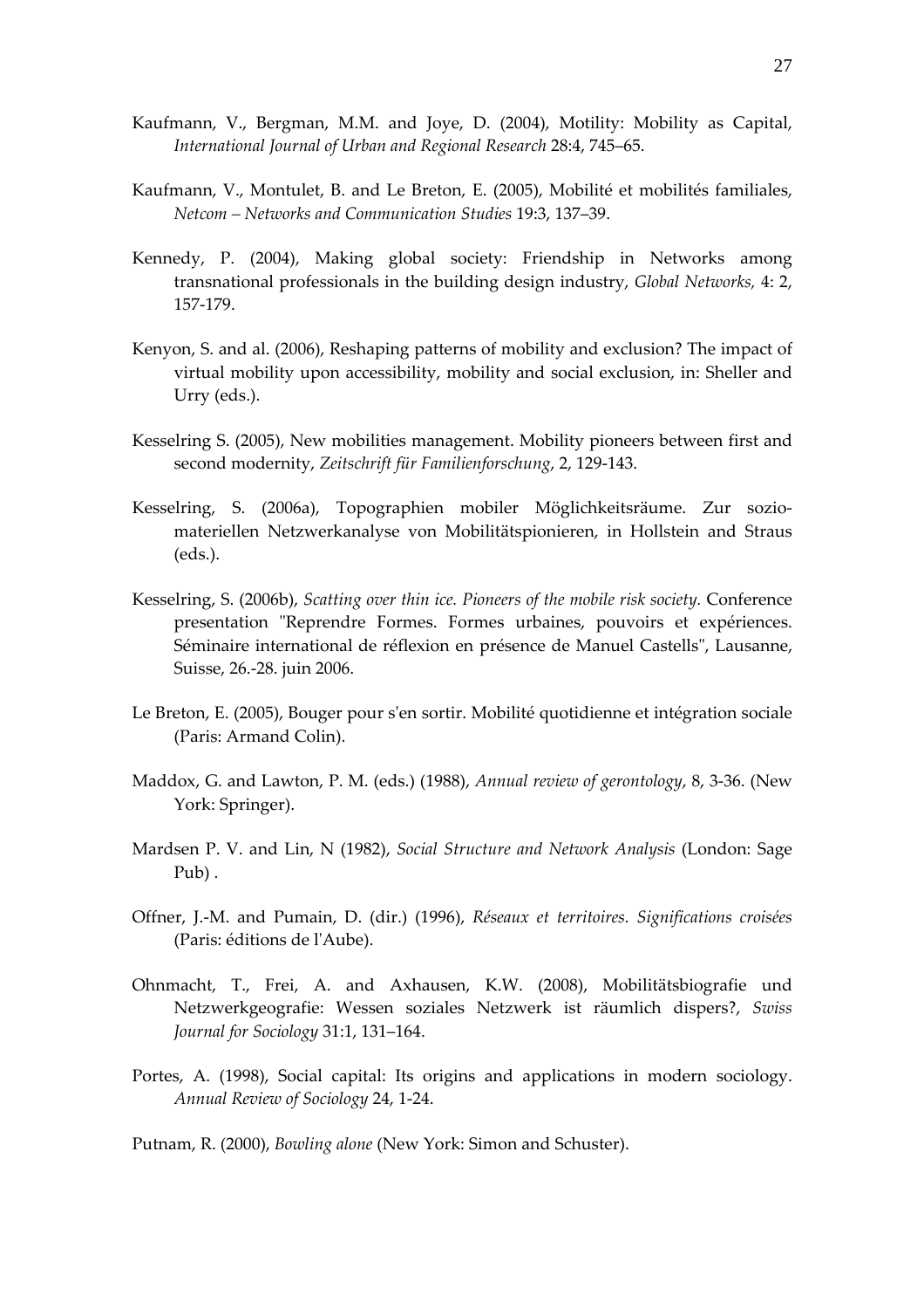Kaufmann, V., Bergman, M.M. and Joye, D. (2004), Motility: Mobility as Capital, *International Journal of Urban and Regional Research* 28:4, 745–65.

Kaufmann, V., Montulet, B. and Le Breton, E. (2005), Mobilité et mobilités familiales, *Netcom – Networks and Communication Studies* 19:3, 137–39.

Kennedy, P. (2004), Making global society: Friendship in Networks among transnational professionals in the building design industry, *Global Networks,* 4: 2, 157-179.

Kenyon, S. and al. (2006), Reshaping patterns of mobility and exclusion? The impact of virtual mobility upon accessibility, mobility and social exclusion, in: Sheller and Urry (eds.).

Kesselring S. (2005), New mobilities management. Mobility pioneers between first and second modernity, *Zeitschrift für Familienforschung*, 2, 129-143.

Kesselring, S. (2006a), Topographien mobiler Möglichkeitsräume. Zur sozio-materiellen Netzwerkanalyse von Mobilitätspionieren, in Hollstein and Straus (eds.).

Kesselring, S. (2006b), *Scatting over thin ice. Pioneers of the mobile risk society.* Conference presentation "Reprendre Formes. Formes urbaines, pouvoirs et expériences. Séminaire international de réflexion en présence de Manuel Castells", Lausanne, Suisse, 26.-28. juin 2006.

Le Breton, E. (2005), Bouger pour s'en sortir. Mobilité quotidienne et intégration sociale (Paris: Armand Colin).

Maddox, G. and Lawton, P. M. (eds.) (1988), *Annual review of gerontology*, 8, 3-36. (New York: Springer).

Mardsen P. V. and Lin, N (1982), *Social Structure and Network Analysis* (London: Sage Pub) .

Offner, J.-M. and Pumain, D. (dir.) (1996), *Réseaux et territoires. Significations croisées* (Paris: éditions de l'Aube).

Ohnmacht, T., Frei, A. and Axhausen, K.W. (2008), Mobilitätsbiografie und Netzwerkgeografie: Wessen soziales Netzwerk ist räumlich dispers?, *Swiss Journal for Sociology* 31:1, 131–164.

Portes, A. (1998), Social capital: Its origins and applications in modern sociology. *Annual Review of Sociology* 24, 1-24.

Putnam, R. (2000), *Bowling alone* (New York: Simon and Schuster).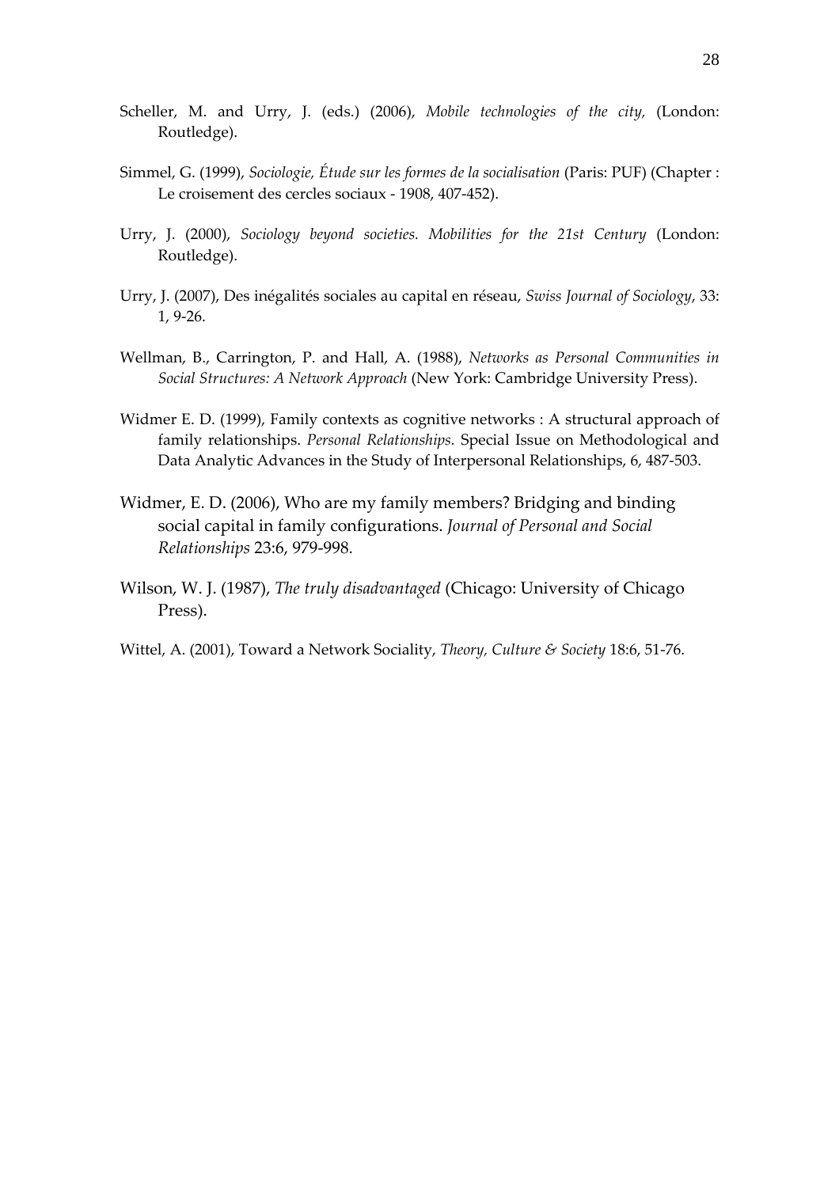Scheller, M. and Urry, J. (eds.) (2006), *Mobile technologies of the city,* (London: Routledge).

Simmel, G. (1999), *Sociologie, Étude sur les formes de la socialisation* (Paris: PUF) (Chapter : Le croisement des cercles sociaux - 1908, 407-452).

Urry, J. (2000), *Sociology beyond societies. Mobilities for the 21st Century* (London: Routledge).

Urry, J. (2007), Des inégalités sociales au capital en réseau, *Swiss Journal of Sociology*, 33: 1, 9-26.

Wellman, B., Carrington, P. and Hall, A. (1988), *Networks as Personal Communities in Social Structures: A Network Approach* (New York: Cambridge University Press).

Widmer E. D. (1999), Family contexts as cognitive networks : A structural approach of family relationships. *Personal Relationships.* Special Issue on Methodological and Data Analytic Advances in the Study of Interpersonal Relationships, 6, 487-503.

Widmer, E. D. (2006), Who are my family members? Bridging and binding social capital in family configurations. *Journal of Personal and Social Relationships* 23:6, 979-998.

Wilson, W. J. (1987), *The truly disadvantaged* (Chicago: University of Chicago Press).

Wittel, A. (2001), Toward a Network Sociality, *Theory, Culture & Society* 18:6, 51-76.